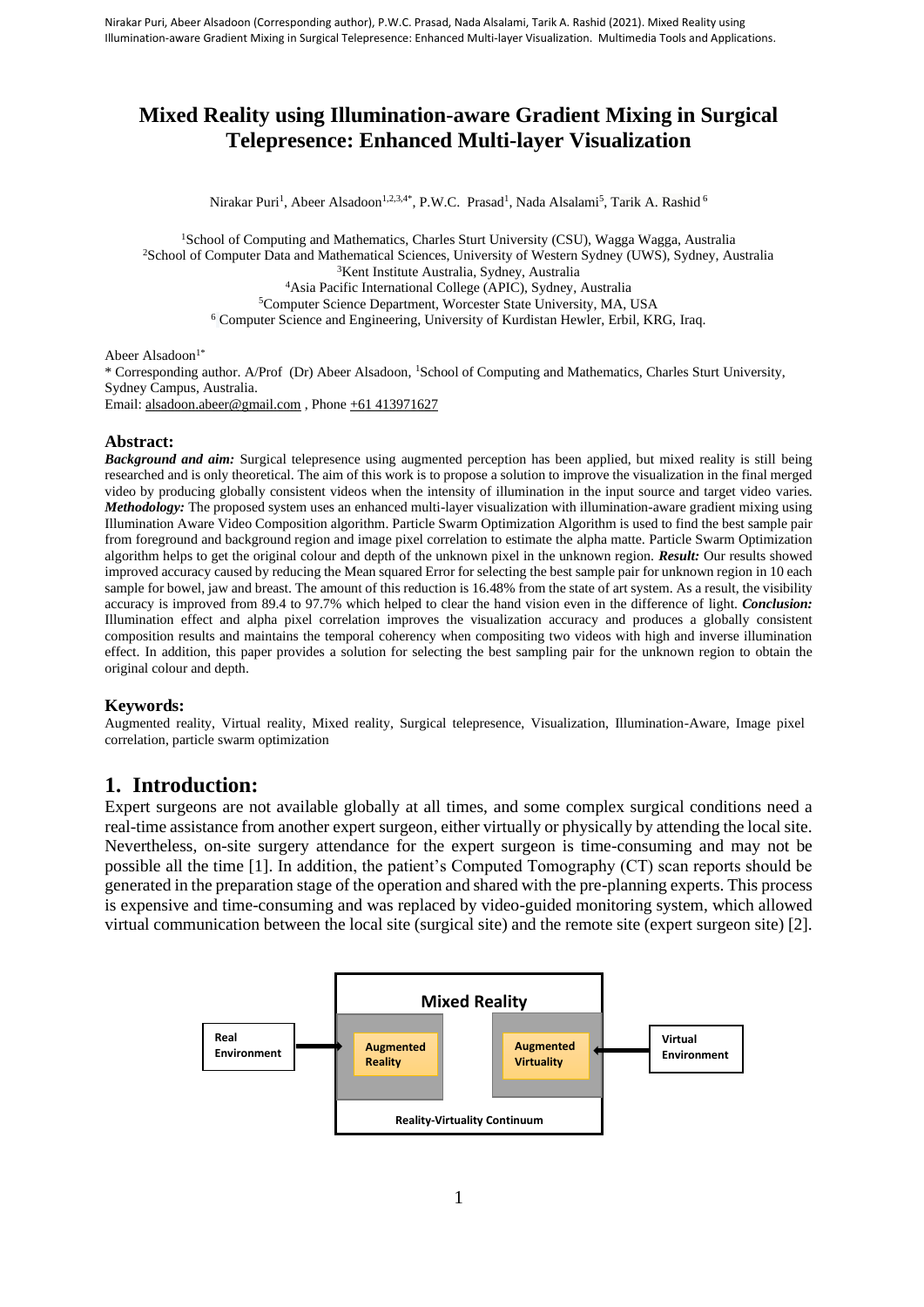# Mixed Reality using Illumination-aware Gradient Mixing in Surgical Telepresence: Enhanced Multi-layer Visualization

Nirakar Puri[1], Abeer Alsadoon[1,2,3,4*], P.W.C. Prasad[1], Nada Alsalami[5], Tarik A. Rashid[6]

[1]School of Computing and Mathematics, Charles Sturt University (CSU), Wagga Wagga, Australia
[2]School of Computer Data and Mathematical Sciences, University of Western Sydney (UWS), Sydney, Australia
[3]Kent Institute Australia, Sydney, Australia
[4]Asia Pacific International College (APIC), Sydney, Australia
[5]Computer Science Department, Worcester State University, MA, USA
[6] Computer Science and Engineering, University of Kurdistan Hewler, Erbil, KRG, Iraq.

Abeer Alsadoon[1*]
\* Corresponding author. A/Prof (Dr) Abeer Alsadoon, [1]School of Computing and Mathematics, Charles Sturt University, Sydney Campus, Australia.
Email: alsadoon.abeer@gmail.com , Phone +61 413971627

## Abstract:

***Background and aim:*** Surgical telepresence using augmented perception has been applied, but mixed reality is still being researched and is only theoretical. The aim of this work is to propose a solution to improve the visualization in the final merged video by producing globally consistent videos when the intensity of illumination in the input source and target video varies. ***Methodology:*** The proposed system uses an enhanced multi-layer visualization with illumination-aware gradient mixing using Illumination Aware Video Composition algorithm. Particle Swarm Optimization Algorithm is used to find the best sample pair from foreground and background region and image pixel correlation to estimate the alpha matte. Particle Swarm Optimization algorithm helps to get the original colour and depth of the unknown pixel in the unknown region. ***Result:*** Our results showed improved accuracy caused by reducing the Mean squared Error for selecting the best sample pair for unknown region in 10 each sample for bowel, jaw and breast. The amount of this reduction is 16.48% from the state of art system. As a result, the visibility accuracy is improved from 89.4 to 97.7% which helped to clear the hand vision even in the difference of light. ***Conclusion:*** Illumination effect and alpha pixel correlation improves the visualization accuracy and produces a globally consistent composition results and maintains the temporal coherency when compositing two videos with high and inverse illumination effect. In addition, this paper provides a solution for selecting the best sampling pair for the unknown region to obtain the original colour and depth.

## Keywords:

Augmented reality, Virtual reality, Mixed reality, Surgical telepresence, Visualization, Illumination-Aware, Image pixel correlation, particle swarm optimization

## 1. Introduction:

Expert surgeons are not available globally at all times, and some complex surgical conditions need a real-time assistance from another expert surgeon, either virtually or physically by attending the local site. Nevertheless, on-site surgery attendance for the expert surgeon is time-consuming and may not be possible all the time [1]. In addition, the patient's Computed Tomography (CT) scan reports should be generated in the preparation stage of the operation and shared with the pre-planning experts. This process is expensive and time-consuming and was replaced by video-guided monitoring system, which allowed virtual communication between the local site (surgical site) and the remote site (expert surgeon site) [2].

Mixed Reality

Real Environment → Augmented Reality | Augmented Virtuality ← Virtual Environment

Reality-Virtuality Continuum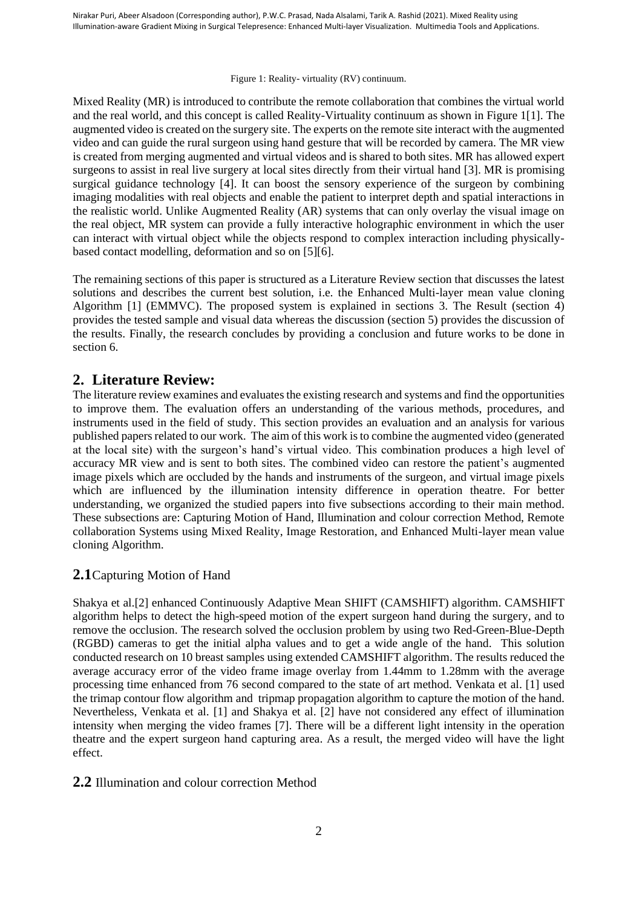Figure 1: Reality- virtuality (RV) continuum.

Mixed Reality (MR) is introduced to contribute the remote collaboration that combines the virtual world and the real world, and this concept is called Reality-Virtuality continuum as shown in Figure 1[1]. The augmented video is created on the surgery site. The experts on the remote site interact with the augmented video and can guide the rural surgeon using hand gesture that will be recorded by camera. The MR view is created from merging augmented and virtual videos and is shared to both sites. MR has allowed expert surgeons to assist in real live surgery at local sites directly from their virtual hand [3]. MR is promising surgical guidance technology [4]. It can boost the sensory experience of the surgeon by combining imaging modalities with real objects and enable the patient to interpret depth and spatial interactions in the realistic world. Unlike Augmented Reality (AR) systems that can only overlay the visual image on the real object, MR system can provide a fully interactive holographic environment in which the user can interact with virtual object while the objects respond to complex interaction including physically-based contact modelling, deformation and so on [5][6].

The remaining sections of this paper is structured as a Literature Review section that discusses the latest solutions and describes the current best solution, i.e. the Enhanced Multi-layer mean value cloning Algorithm [1] (EMMVC). The proposed system is explained in sections 3. The Result (section 4) provides the tested sample and visual data whereas the discussion (section 5) provides the discussion of the results. Finally, the research concludes by providing a conclusion and future works to be done in section 6.

## 2. Literature Review:

The literature review examines and evaluates the existing research and systems and find the opportunities to improve them. The evaluation offers an understanding of the various methods, procedures, and instruments used in the field of study. This section provides an evaluation and an analysis for various published papers related to our work. The aim of this work is to combine the augmented video (generated at the local site) with the surgeon's hand's virtual video. This combination produces a high level of accuracy MR view and is sent to both sites. The combined video can restore the patient's augmented image pixels which are occluded by the hands and instruments of the surgeon, and virtual image pixels which are influenced by the illumination intensity difference in operation theatre. For better understanding, we organized the studied papers into five subsections according to their main method. These subsections are: Capturing Motion of Hand, Illumination and colour correction Method, Remote collaboration Systems using Mixed Reality, Image Restoration, and Enhanced Multi-layer mean value cloning Algorithm.

### 2.1 Capturing Motion of Hand

Shakya et al.[2] enhanced Continuously Adaptive Mean SHIFT (CAMSHIFT) algorithm. CAMSHIFT algorithm helps to detect the high-speed motion of the expert surgeon hand during the surgery, and to remove the occlusion. The research solved the occlusion problem by using two Red-Green-Blue-Depth (RGBD) cameras to get the initial alpha values and to get a wide angle of the hand. This solution conducted research on 10 breast samples using extended CAMSHIFT algorithm. The results reduced the average accuracy error of the video frame image overlay from 1.44mm to 1.28mm with the average processing time enhanced from 76 second compared to the state of art method. Venkata et al. [1] used the trimap contour flow algorithm and tripmap propagation algorithm to capture the motion of the hand. Nevertheless, Venkata et al. [1] and Shakya et al. [2] have not considered any effect of illumination intensity when merging the video frames [7]. There will be a different light intensity in the operation theatre and the expert surgeon hand capturing area. As a result, the merged video will have the light effect.

### 2.2 Illumination and colour correction Method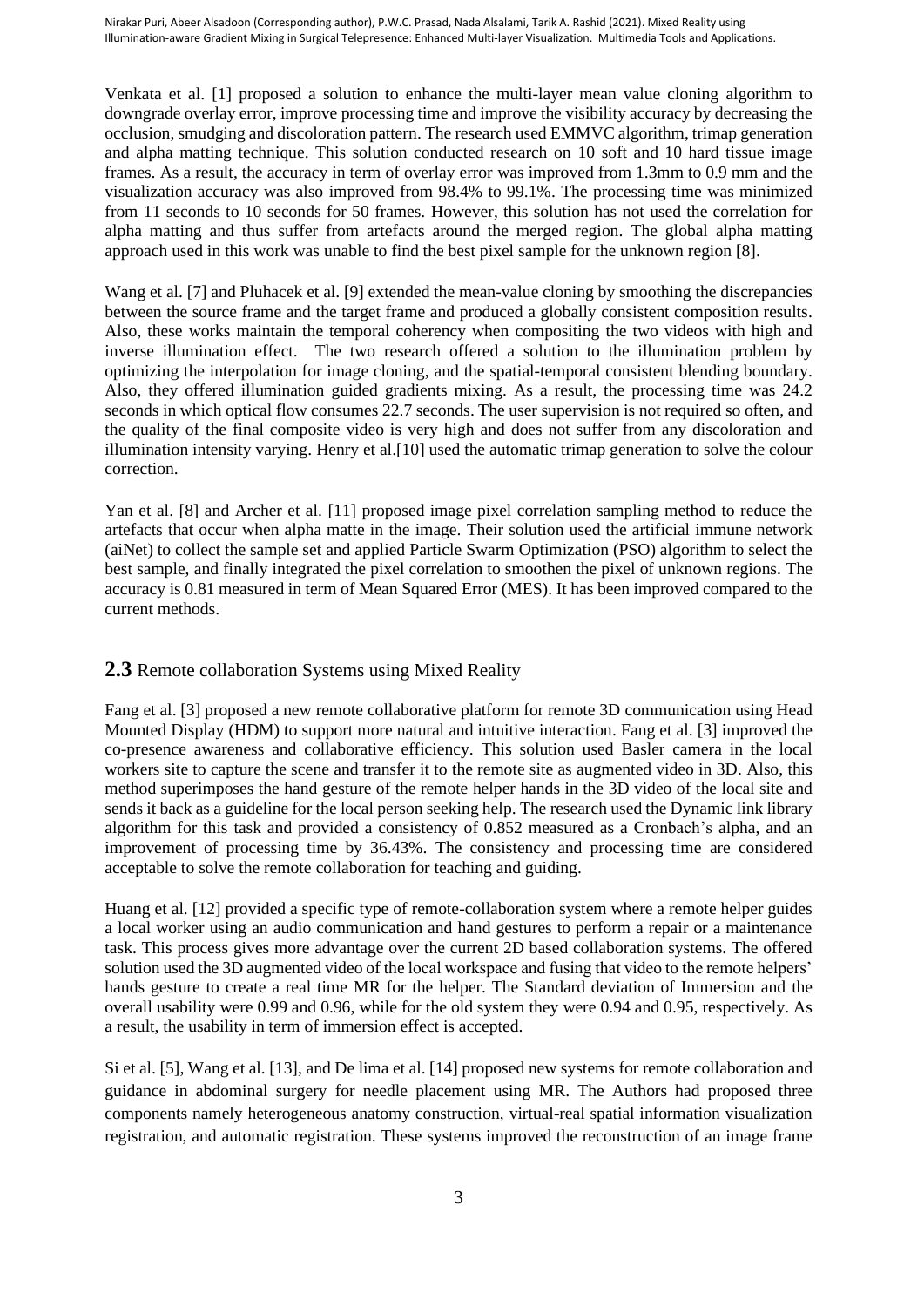Venkata et al. [1] proposed a solution to enhance the multi-layer mean value cloning algorithm to downgrade overlay error, improve processing time and improve the visibility accuracy by decreasing the occlusion, smudging and discoloration pattern. The research used EMMVC algorithm, trimap generation and alpha matting technique. This solution conducted research on 10 soft and 10 hard tissue image frames. As a result, the accuracy in term of overlay error was improved from 1.3mm to 0.9 mm and the visualization accuracy was also improved from 98.4% to 99.1%. The processing time was minimized from 11 seconds to 10 seconds for 50 frames. However, this solution has not used the correlation for alpha matting and thus suffer from artefacts around the merged region. The global alpha matting approach used in this work was unable to find the best pixel sample for the unknown region [8].

Wang et al. [7] and Pluhacek et al. [9] extended the mean-value cloning by smoothing the discrepancies between the source frame and the target frame and produced a globally consistent composition results. Also, these works maintain the temporal coherency when compositing the two videos with high and inverse illumination effect. The two research offered a solution to the illumination problem by optimizing the interpolation for image cloning, and the spatial-temporal consistent blending boundary. Also, they offered illumination guided gradients mixing. As a result, the processing time was 24.2 seconds in which optical flow consumes 22.7 seconds. The user supervision is not required so often, and the quality of the final composite video is very high and does not suffer from any discoloration and illumination intensity varying. Henry et al.[10] used the automatic trimap generation to solve the colour correction.

Yan et al. [8] and Archer et al. [11] proposed image pixel correlation sampling method to reduce the artefacts that occur when alpha matte in the image. Their solution used the artificial immune network (aiNet) to collect the sample set and applied Particle Swarm Optimization (PSO) algorithm to select the best sample, and finally integrated the pixel correlation to smoothen the pixel of unknown regions. The accuracy is 0.81 measured in term of Mean Squared Error (MES). It has been improved compared to the current methods.

## 2.3 Remote collaboration Systems using Mixed Reality

Fang et al. [3] proposed a new remote collaborative platform for remote 3D communication using Head Mounted Display (HDM) to support more natural and intuitive interaction. Fang et al. [3] improved the co-presence awareness and collaborative efficiency. This solution used Basler camera in the local workers site to capture the scene and transfer it to the remote site as augmented video in 3D. Also, this method superimposes the hand gesture of the remote helper hands in the 3D video of the local site and sends it back as a guideline for the local person seeking help. The research used the Dynamic link library algorithm for this task and provided a consistency of 0.852 measured as a Cronbach's alpha, and an improvement of processing time by 36.43%. The consistency and processing time are considered acceptable to solve the remote collaboration for teaching and guiding.

Huang et al. [12] provided a specific type of remote-collaboration system where a remote helper guides a local worker using an audio communication and hand gestures to perform a repair or a maintenance task. This process gives more advantage over the current 2D based collaboration systems. The offered solution used the 3D augmented video of the local workspace and fusing that video to the remote helpers' hands gesture to create a real time MR for the helper. The Standard deviation of Immersion and the overall usability were 0.99 and 0.96, while for the old system they were 0.94 and 0.95, respectively. As a result, the usability in term of immersion effect is accepted.

Si et al. [5], Wang et al. [13], and De lima et al. [14] proposed new systems for remote collaboration and guidance in abdominal surgery for needle placement using MR. The Authors had proposed three components namely heterogeneous anatomy construction, virtual-real spatial information visualization registration, and automatic registration. These systems improved the reconstruction of an image frame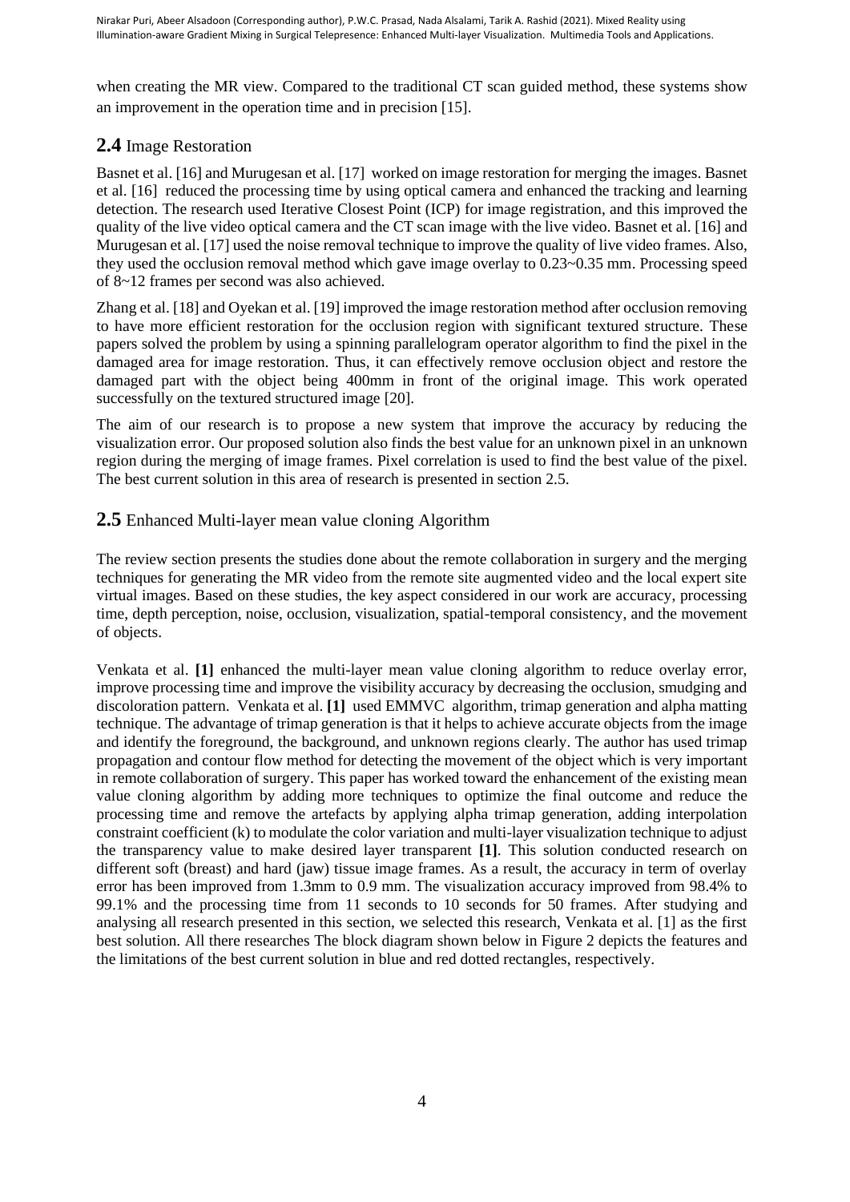when creating the MR view. Compared to the traditional CT scan guided method, these systems show an improvement in the operation time and in precision [15].

## 2.4 Image Restoration

Basnet et al. [16] and Murugesan et al. [17] worked on image restoration for merging the images. Basnet et al. [16] reduced the processing time by using optical camera and enhanced the tracking and learning detection. The research used Iterative Closest Point (ICP) for image registration, and this improved the quality of the live video optical camera and the CT scan image with the live video. Basnet et al. [16] and Murugesan et al. [17] used the noise removal technique to improve the quality of live video frames. Also, they used the occlusion removal method which gave image overlay to 0.23~0.35 mm. Processing speed of 8~12 frames per second was also achieved.

Zhang et al. [18] and Oyekan et al. [19] improved the image restoration method after occlusion removing to have more efficient restoration for the occlusion region with significant textured structure. These papers solved the problem by using a spinning parallelogram operator algorithm to find the pixel in the damaged area for image restoration. Thus, it can effectively remove occlusion object and restore the damaged part with the object being 400mm in front of the original image. This work operated successfully on the textured structured image [20].

The aim of our research is to propose a new system that improve the accuracy by reducing the visualization error. Our proposed solution also finds the best value for an unknown pixel in an unknown region during the merging of image frames. Pixel correlation is used to find the best value of the pixel. The best current solution in this area of research is presented in section 2.5.

## 2.5 Enhanced Multi-layer mean value cloning Algorithm

The review section presents the studies done about the remote collaboration in surgery and the merging techniques for generating the MR video from the remote site augmented video and the local expert site virtual images. Based on these studies, the key aspect considered in our work are accuracy, processing time, depth perception, noise, occlusion, visualization, spatial-temporal consistency, and the movement of objects.

Venkata et al. **[1]** enhanced the multi-layer mean value cloning algorithm to reduce overlay error, improve processing time and improve the visibility accuracy by decreasing the occlusion, smudging and discoloration pattern. Venkata et al. **[1]** used EMMVC algorithm, trimap generation and alpha matting technique. The advantage of trimap generation is that it helps to achieve accurate objects from the image and identify the foreground, the background, and unknown regions clearly. The author has used trimap propagation and contour flow method for detecting the movement of the object which is very important in remote collaboration of surgery. This paper has worked toward the enhancement of the existing mean value cloning algorithm by adding more techniques to optimize the final outcome and reduce the processing time and remove the artefacts by applying alpha trimap generation, adding interpolation constraint coefficient (k) to modulate the color variation and multi-layer visualization technique to adjust the transparency value to make desired layer transparent **[1]**. This solution conducted research on different soft (breast) and hard (jaw) tissue image frames. As a result, the accuracy in term of overlay error has been improved from 1.3mm to 0.9 mm. The visualization accuracy improved from 98.4% to 99.1% and the processing time from 11 seconds to 10 seconds for 50 frames. After studying and analysing all research presented in this section, we selected this research, Venkata et al. [1] as the first best solution. All there researches The block diagram shown below in Figure 2 depicts the features and the limitations of the best current solution in blue and red dotted rectangles, respectively.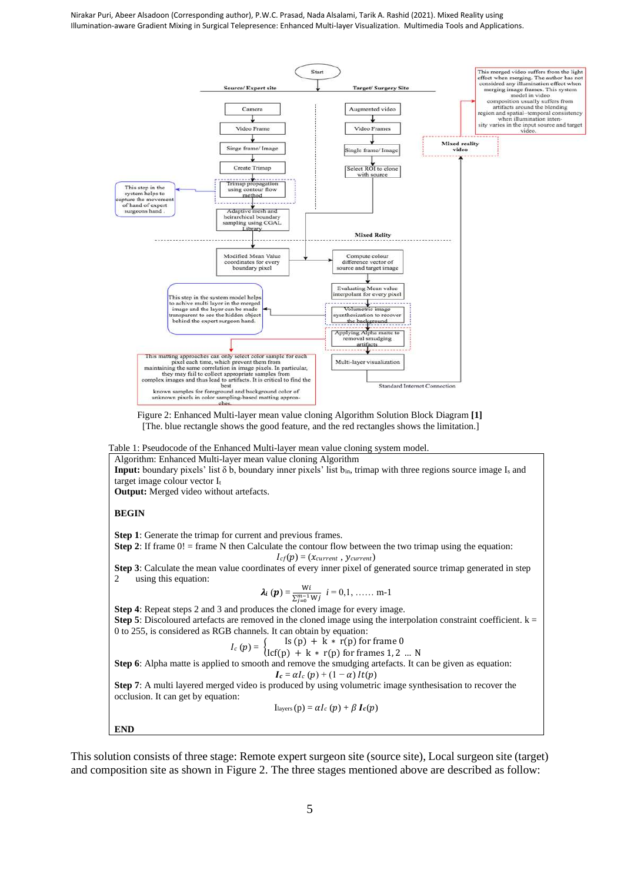Figure 2: Enhanced Multi-layer mean value cloning Algorithm Solution Block Diagram **[1]**
[The. blue rectangle shows the good feature, and the red rectangles shows the limitation.]

Table 1: Pseudocode of the Enhanced Multi-layer mean value cloning system model.

Algorithm: Enhanced Multi-layer mean value cloning Algorithm

**Input:** boundary pixels' list δ b, boundary inner pixels' list $b_{in}$, trimap with three regions source image $I_s$ and target image colour vector $I_t$

**Output:** Merged video without artefacts.

**BEGIN**

**Step 1**: Generate the trimap for current and previous frames.

**Step 2**: If frame 0! = frame N then Calculate the contour flow between the two trimap using the equation:

$$I_{cf}(p) = (x_{current}\ , y_{current})$$

**Step 3**: Calculate the mean value coordinates of every inner pixel of generated source trimap generated in step 2 using this equation:

$$\boldsymbol{\lambda_i}\ (\boldsymbol{p}) = \frac{w_i}{\sum_{j=0}^{m-1} w_j} \quad i = 0,1, \ldots\ldots \text{m-1}$$

**Step 4**: Repeat steps 2 and 3 and produces the cloned image for every image.

**Step 5**: Discoloured artefacts are removed in the cloned image using the interpolation constraint coefficient. k = 0 to 255, is considered as RGB channels. It can obtain by equation:

$$I_c\ (p) = \begin{cases} \text{Is (p)} + \text{k} * \text{r(p) for frame 0} \\ \text{Icf(p)} + \text{k} * \text{r(p) for frames 1, 2 ... N} \end{cases}$$

**Step 6**: Alpha matte is applied to smooth and remove the smudging artefacts. It can be given as equation:

$$\boldsymbol{I_c} = \alpha I_c\ (p) + (1 - \alpha)\ It(p)$$

**Step 7**: A multi layered merged video is produced by using volumetric image synthesisation to recover the occlusion. It can get by equation:

$$I_{layers}\ (p) = \alpha I_c\ (p) + \beta\ \boldsymbol{I_c}(p)$$

**END**

This solution consists of three stage: Remote expert surgeon site (source site), Local surgeon site (target) and composition site as shown in Figure 2. The three stages mentioned above are described as follow: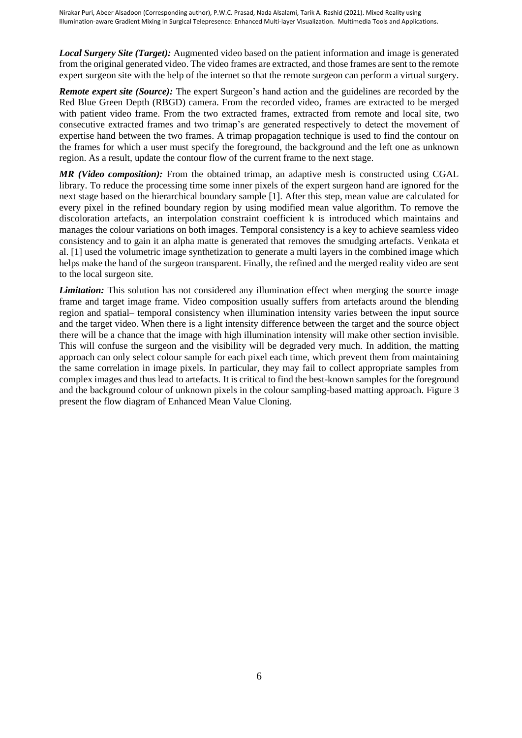***Local Surgery Site (Target):*** Augmented video based on the patient information and image is generated from the original generated video. The video frames are extracted, and those frames are sent to the remote expert surgeon site with the help of the internet so that the remote surgeon can perform a virtual surgery.

***Remote expert site (Source):*** The expert Surgeon's hand action and the guidelines are recorded by the Red Blue Green Depth (RBGD) camera. From the recorded video, frames are extracted to be merged with patient video frame. From the two extracted frames, extracted from remote and local site, two consecutive extracted frames and two trimap's are generated respectively to detect the movement of expertise hand between the two frames. A trimap propagation technique is used to find the contour on the frames for which a user must specify the foreground, the background and the left one as unknown region. As a result, update the contour flow of the current frame to the next stage.

***MR (Video composition):*** From the obtained trimap, an adaptive mesh is constructed using CGAL library. To reduce the processing time some inner pixels of the expert surgeon hand are ignored for the next stage based on the hierarchical boundary sample [1]. After this step, mean value are calculated for every pixel in the refined boundary region by using modified mean value algorithm. To remove the discoloration artefacts, an interpolation constraint coefficient k is introduced which maintains and manages the colour variations on both images. Temporal consistency is a key to achieve seamless video consistency and to gain it an alpha matte is generated that removes the smudging artefacts. Venkata et al. [1] used the volumetric image synthetization to generate a multi layers in the combined image which helps make the hand of the surgeon transparent. Finally, the refined and the merged reality video are sent to the local surgeon site.

***Limitation:*** This solution has not considered any illumination effect when merging the source image frame and target image frame. Video composition usually suffers from artefacts around the blending region and spatial– temporal consistency when illumination intensity varies between the input source and the target video. When there is a light intensity difference between the target and the source object there will be a chance that the image with high illumination intensity will make other section invisible. This will confuse the surgeon and the visibility will be degraded very much. In addition, the matting approach can only select colour sample for each pixel each time, which prevent them from maintaining the same correlation in image pixels. In particular, they may fail to collect appropriate samples from complex images and thus lead to artefacts. It is critical to find the best-known samples for the foreground and the background colour of unknown pixels in the colour sampling-based matting approach. Figure 3 present the flow diagram of Enhanced Mean Value Cloning.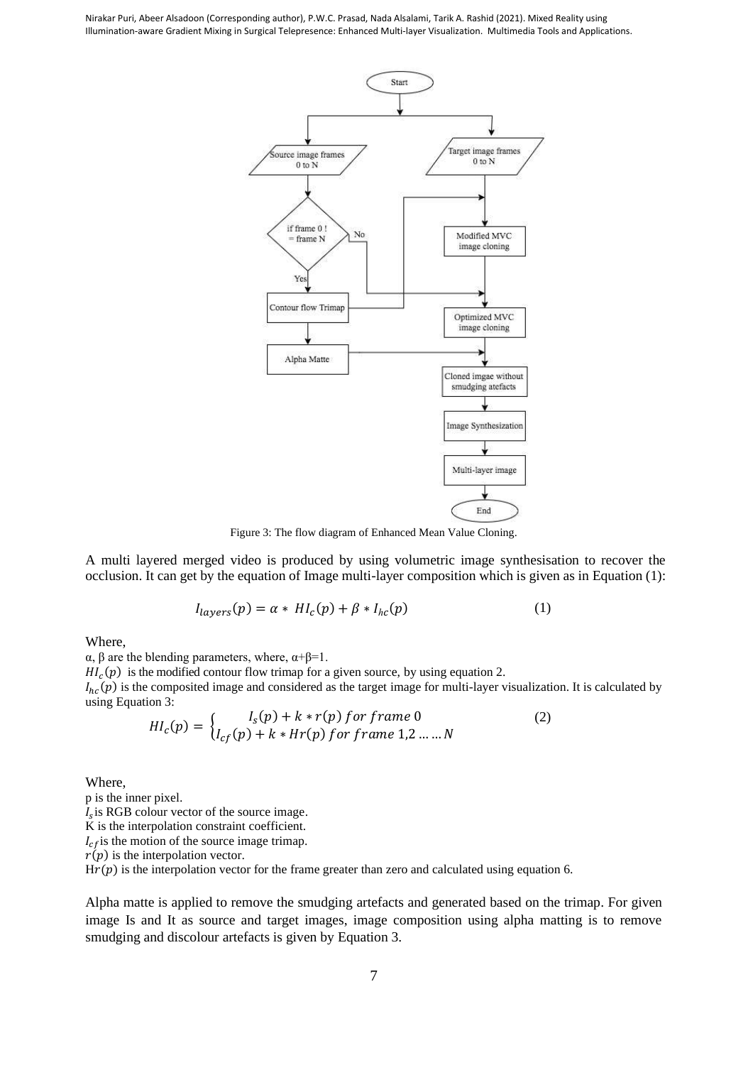Figure 3: The flow diagram of Enhanced Mean Value Cloning.

A multi layered merged video is produced by using volumetric image synthesisation to recover the occlusion. It can get by the equation of Image multi-layer composition which is given as in Equation (1):

$$I_{layers}(p) = \alpha * HI_c(p) + \beta * I_{hc}(p) \quad (1)$$

Where,

$\alpha$, $\beta$ are the blending parameters, where, $\alpha+\beta=1$.

$HI_c(p)$ is the modified contour flow trimap for a given source, by using equation 2.

$I_{hc}(p)$ is the composited image and considered as the target image for multi-layer visualization. It is calculated by using Equation 3:

$$HI_c(p) = \begin{cases} I_s(p) + k * r(p) \; for \; frame \; 0 \\ I_{cf}(p) + k * Hr(p) \; for \; frame \; 1,2 \ldots \ldots N \end{cases} \quad (2)$$

Where,

p is the inner pixel.

$I_s$ is RGB colour vector of the source image.

K is the interpolation constraint coefficient.

$I_{cf}$ is the motion of the source image trimap.

$r(p)$ is the interpolation vector.

$Hr(p)$ is the interpolation vector for the frame greater than zero and calculated using equation 6.

Alpha matte is applied to remove the smudging artefacts and generated based on the trimap. For given image Is and It as source and target images, image composition using alpha matting is to remove smudging and discolour artefacts is given by Equation 3.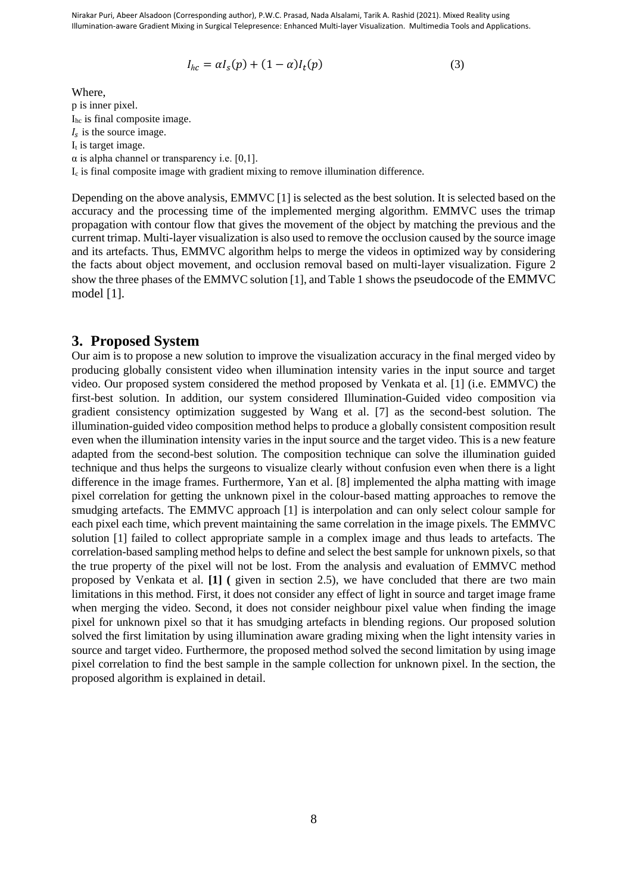$$I_{hc} = \alpha I_s(p) + (1 - \alpha) I_t(p) \qquad (3)$$

Where,
p is inner pixel.
$I_{hc}$ is final composite image.
$I_s$ is the source image.
$I_t$ is target image.
$\alpha$ is alpha channel or transparency i.e. [0,1].
$I_c$ is final composite image with gradient mixing to remove illumination difference.

Depending on the above analysis, EMMVC [1] is selected as the best solution. It is selected based on the accuracy and the processing time of the implemented merging algorithm. EMMVC uses the trimap propagation with contour flow that gives the movement of the object by matching the previous and the current trimap. Multi-layer visualization is also used to remove the occlusion caused by the source image and its artefacts. Thus, EMMVC algorithm helps to merge the videos in optimized way by considering the facts about object movement, and occlusion removal based on multi-layer visualization. Figure 2 show the three phases of the EMMVC solution [1], and Table 1 shows the pseudocode of the EMMVC model [1].

## 3. Proposed System

Our aim is to propose a new solution to improve the visualization accuracy in the final merged video by producing globally consistent video when illumination intensity varies in the input source and target video. Our proposed system considered the method proposed by Venkata et al. [1] (i.e. EMMVC) the first-best solution. In addition, our system considered Illumination-Guided video composition via gradient consistency optimization suggested by Wang et al. [7] as the second-best solution. The illumination-guided video composition method helps to produce a globally consistent composition result even when the illumination intensity varies in the input source and the target video. This is a new feature adapted from the second-best solution. The composition technique can solve the illumination guided technique and thus helps the surgeons to visualize clearly without confusion even when there is a light difference in the image frames. Furthermore, Yan et al. [8] implemented the alpha matting with image pixel correlation for getting the unknown pixel in the colour-based matting approaches to remove the smudging artefacts. The EMMVC approach [1] is interpolation and can only select colour sample for each pixel each time, which prevent maintaining the same correlation in the image pixels. The EMMVC solution [1] failed to collect appropriate sample in a complex image and thus leads to artefacts. The correlation-based sampling method helps to define and select the best sample for unknown pixels, so that the true property of the pixel will not be lost. From the analysis and evaluation of EMMVC method proposed by Venkata et al. **[1] (** given in section 2.5), we have concluded that there are two main limitations in this method. First, it does not consider any effect of light in source and target image frame when merging the video. Second, it does not consider neighbour pixel value when finding the image pixel for unknown pixel so that it has smudging artefacts in blending regions. Our proposed solution solved the first limitation by using illumination aware grading mixing when the light intensity varies in source and target video. Furthermore, the proposed method solved the second limitation by using image pixel correlation to find the best sample in the sample collection for unknown pixel. In the section, the proposed algorithm is explained in detail.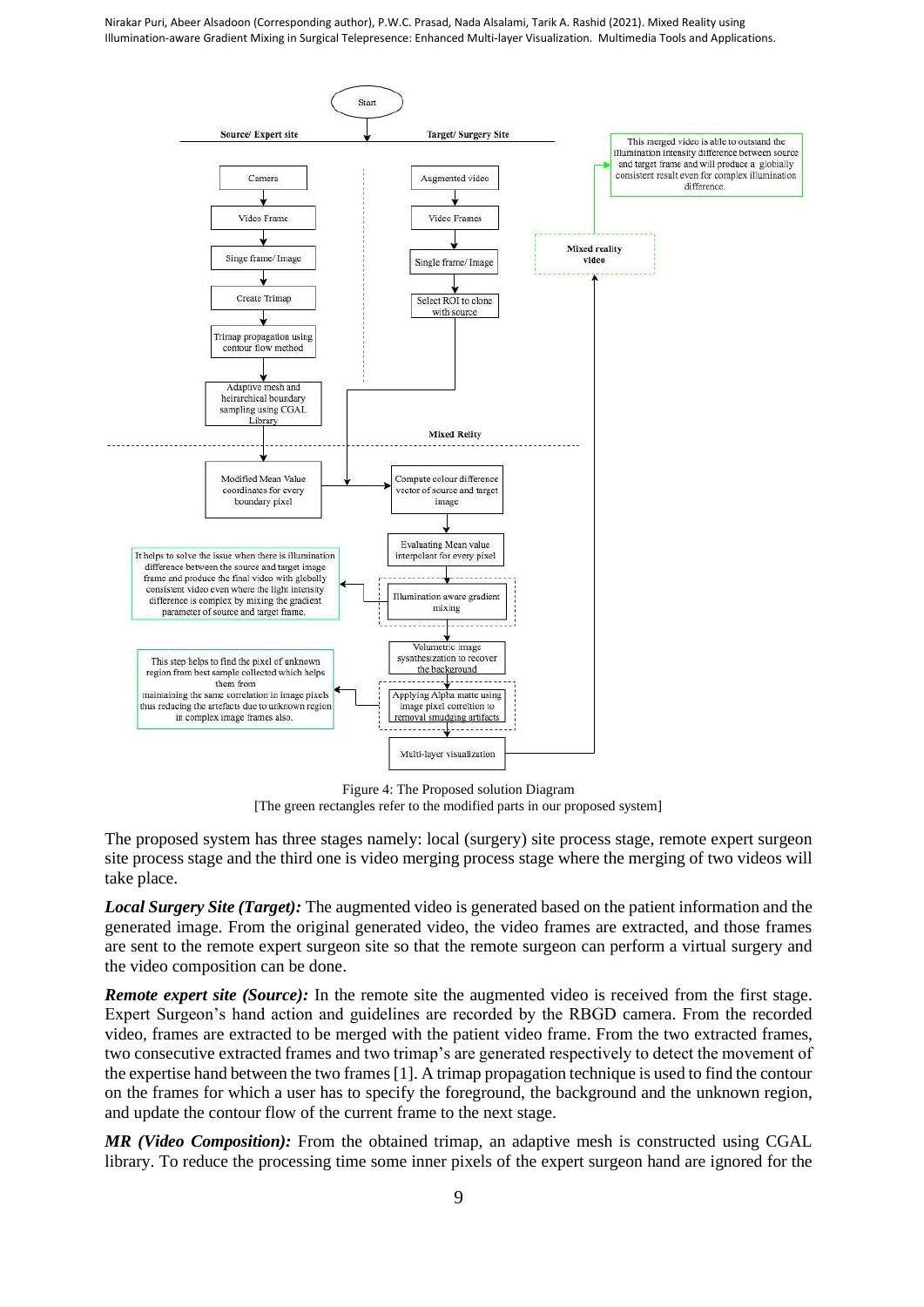Figure 4: The Proposed solution Diagram
[The green rectangles refer to the modified parts in our proposed system]

The proposed system has three stages namely: local (surgery) site process stage, remote expert surgeon site process stage and the third one is video merging process stage where the merging of two videos will take place.

***Local Surgery Site (Target):*** The augmented video is generated based on the patient information and the generated image. From the original generated video, the video frames are extracted, and those frames are sent to the remote expert surgeon site so that the remote surgeon can perform a virtual surgery and the video composition can be done.

***Remote expert site (Source):*** In the remote site the augmented video is received from the first stage. Expert Surgeon's hand action and guidelines are recorded by the RBGD camera. From the recorded video, frames are extracted to be merged with the patient video frame. From the two extracted frames, two consecutive extracted frames and two trimap's are generated respectively to detect the movement of the expertise hand between the two frames [1]. A trimap propagation technique is used to find the contour on the frames for which a user has to specify the foreground, the background and the unknown region, and update the contour flow of the current frame to the next stage.

***MR (Video Composition):*** From the obtained trimap, an adaptive mesh is constructed using CGAL library. To reduce the processing time some inner pixels of the expert surgeon hand are ignored for the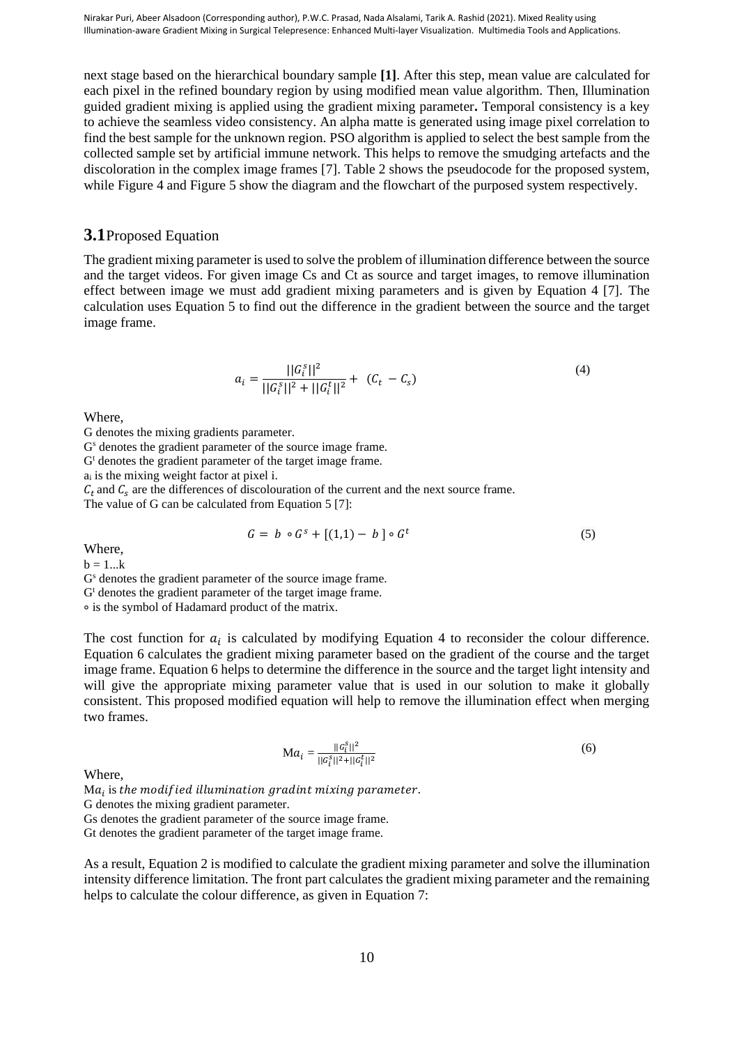next stage based on the hierarchical boundary sample **[1]**. After this step, mean value are calculated for each pixel in the refined boundary region by using modified mean value algorithm. Then, Illumination guided gradient mixing is applied using the gradient mixing parameter**.** Temporal consistency is a key to achieve the seamless video consistency. An alpha matte is generated using image pixel correlation to find the best sample for the unknown region. PSO algorithm is applied to select the best sample from the collected sample set by artificial immune network. This helps to remove the smudging artefacts and the discoloration in the complex image frames [7]. Table 2 shows the pseudocode for the proposed system, while Figure 4 and Figure 5 show the diagram and the flowchart of the purposed system respectively.

## 3.1 Proposed Equation

The gradient mixing parameter is used to solve the problem of illumination difference between the source and the target videos. For given image Cs and Ct as source and target images, to remove illumination effect between image we must add gradient mixing parameters and is given by Equation 4 [7]. The calculation uses Equation 5 to find out the difference in the gradient between the source and the target image frame.

$$a_i = \frac{||G_i^s||^2}{||G_i^s||^2 + ||G_i^t||^2} + \ (C_t \ - C_s) \tag{4}$$

Where,

G denotes the mixing gradients parameter.

$G^s$ denotes the gradient parameter of the source image frame.

$G^t$ denotes the gradient parameter of the target image frame.

$a_i$ is the mixing weight factor at pixel i.

$C_t$ and $C_s$ are the differences of discolouration of the current and the next source frame.

The value of G can be calculated from Equation 5 [7]:

$$G = \ b \ \circ G^s + [(1,1) - \ b \ ] \circ G^t \tag{5}$$

Where,

b = 1...k

$G^s$ denotes the gradient parameter of the source image frame.

$G^t$ denotes the gradient parameter of the target image frame.

∘ is the symbol of Hadamard product of the matrix.

The cost function for $a_i$ is calculated by modifying Equation 4 to reconsider the colour difference. Equation 6 calculates the gradient mixing parameter based on the gradient of the course and the target image frame. Equation 6 helps to determine the difference in the source and the target light intensity and will give the appropriate mixing parameter value that is used in our solution to make it globally consistent. This proposed modified equation will help to remove the illumination effect when merging two frames.

$$\text{M}a_i = \frac{||G_i^s||^2}{||G_i^s||^2 + ||G_i^t||^2} \tag{6}$$

Where,

$\text{M}a_i$ is $the\ modified\ illumination\ gradint\ mixing\ parameter$.

G denotes the mixing gradient parameter.

Gs denotes the gradient parameter of the source image frame.

Gt denotes the gradient parameter of the target image frame.

As a result, Equation 2 is modified to calculate the gradient mixing parameter and solve the illumination intensity difference limitation. The front part calculates the gradient mixing parameter and the remaining helps to calculate the colour difference, as given in Equation 7: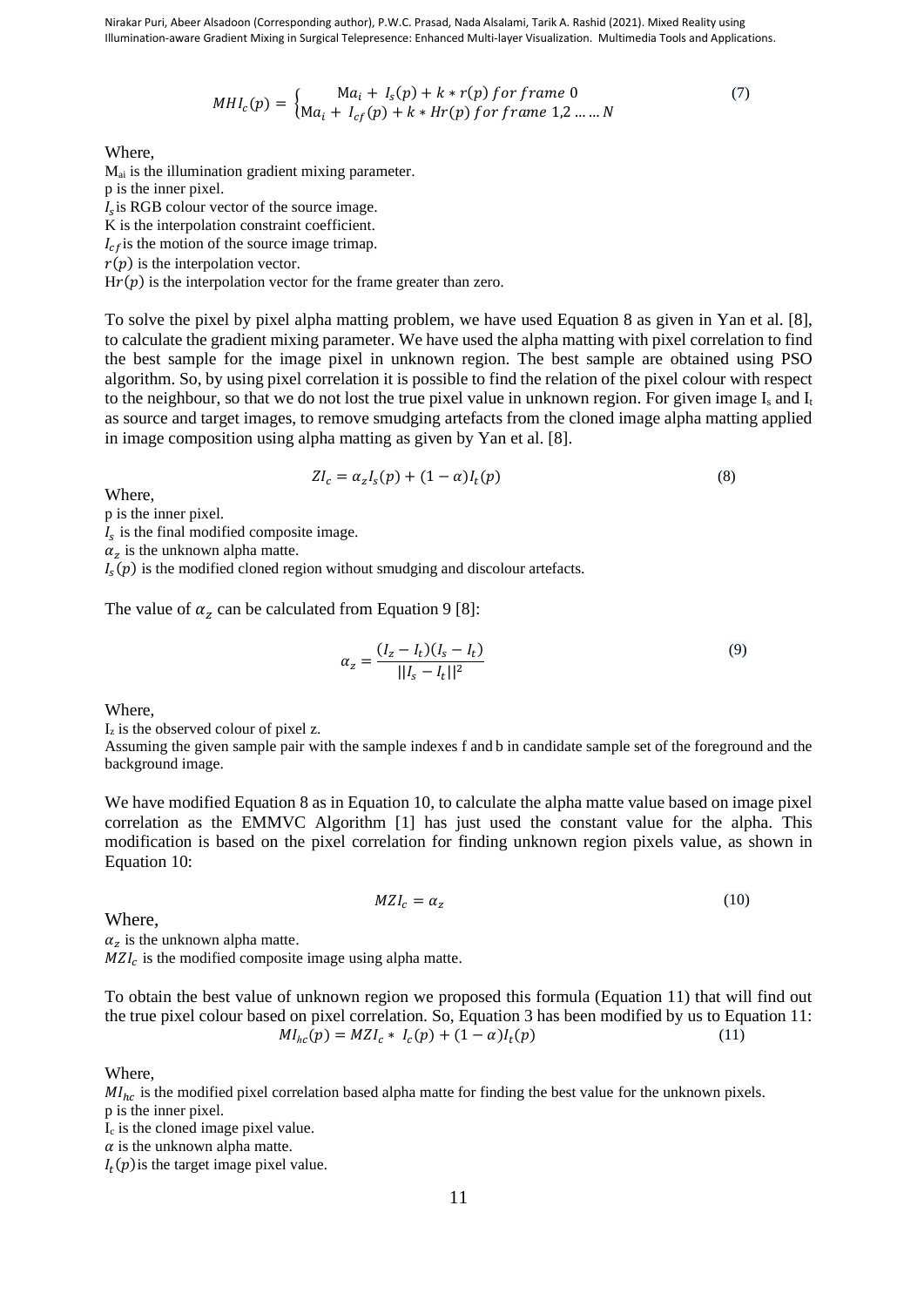$$MHI_c(p) = \begin{cases} Ma_i + I_s(p) + k * r(p) \; for \; frame \; 0 \\ Ma_i + I_{cf}(p) + k * Hr(p) \; for \; frame \; 1,2 \ldots\ldots N \end{cases} \tag{7}$$

Where,

$M_{ai}$ is the illumination gradient mixing parameter.
p is the inner pixel.
$I_s$ is RGB colour vector of the source image.
K is the interpolation constraint coefficient.
$I_{cf}$ is the motion of the source image trimap.
$r(p)$ is the interpolation vector.
$Hr(p)$ is the interpolation vector for the frame greater than zero.

To solve the pixel by pixel alpha matting problem, we have used Equation 8 as given in Yan et al. [8], to calculate the gradient mixing parameter. We have used the alpha matting with pixel correlation to find the best sample for the image pixel in unknown region. The best sample are obtained using PSO algorithm. So, by using pixel correlation it is possible to find the relation of the pixel colour with respect to the neighbour, so that we do not lost the true pixel value in unknown region. For given image $I_s$ and $I_t$ as source and target images, to remove smudging artefacts from the cloned image alpha matting applied in image composition using alpha matting as given by Yan et al. [8].

$$ZI_c = \alpha_z I_s(p) + (1 - \alpha) I_t(p) \tag{8}$$

Where,

p is the inner pixel.
$I_s$ is the final modified composite image.
$\alpha_z$ is the unknown alpha matte.
$I_s(p)$ is the modified cloned region without smudging and discolour artefacts.

The value of $\alpha_z$ can be calculated from Equation 9 [8]:

$$\alpha_z = \frac{(I_z - I_t)(I_s - I_t)}{||I_s - I_t||^2} \tag{9}$$

Where,

$I_z$ is the observed colour of pixel z.
Assuming the given sample pair with the sample indexes f and b in candidate sample set of the foreground and the background image.

We have modified Equation 8 as in Equation 10, to calculate the alpha matte value based on image pixel correlation as the EMMVC Algorithm [1] has just used the constant value for the alpha. This modification is based on the pixel correlation for finding unknown region pixels value, as shown in Equation 10:

$$MZI_c = \alpha_z \tag{10}$$

Where,

$\alpha_z$ is the unknown alpha matte.
$MZI_c$ is the modified composite image using alpha matte.

To obtain the best value of unknown region we proposed this formula (Equation 11) that will find out the true pixel colour based on pixel correlation. So, Equation 3 has been modified by us to Equation 11:

$$MI_{hc}(p) = MZI_c * I_c(p) + (1 - \alpha) I_t(p) \tag{11}$$

Where,

$MI_{hc}$ is the modified pixel correlation based alpha matte for finding the best value for the unknown pixels.
p is the inner pixel.
$I_c$ is the cloned image pixel value.
$\alpha$ is the unknown alpha matte.
$I_t(p)$ is the target image pixel value.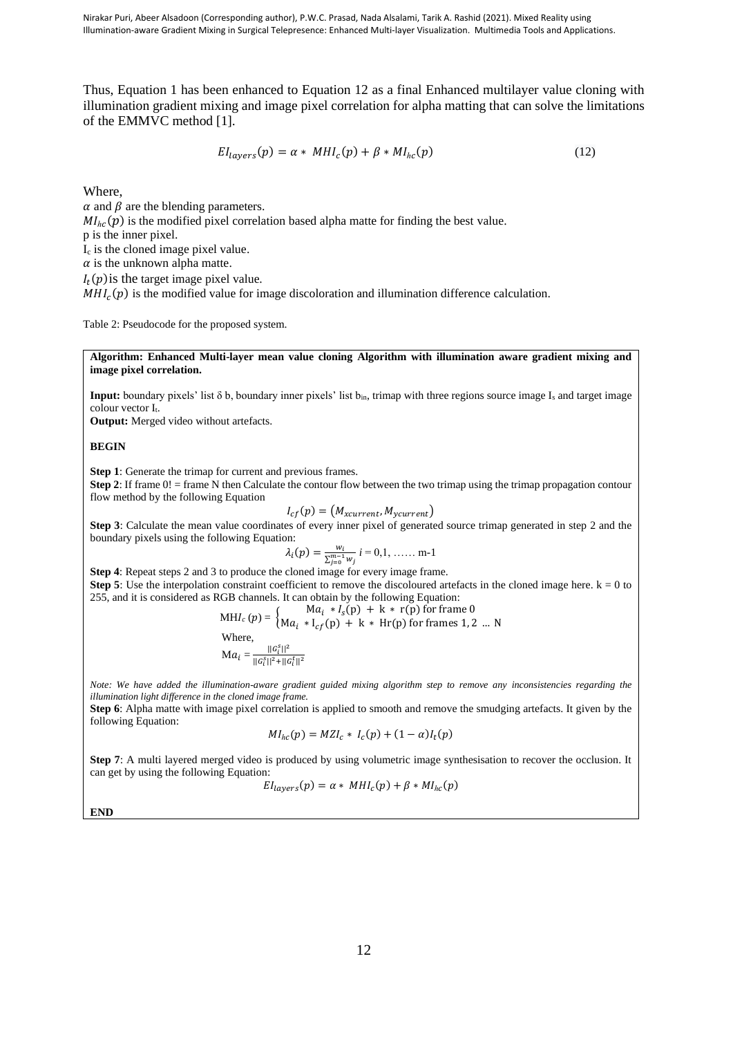Thus, Equation 1 has been enhanced to Equation 12 as a final Enhanced multilayer value cloning with illumination gradient mixing and image pixel correlation for alpha matting that can solve the limitations of the EMMVC method [1].

$$EI_{layers}(p) = \alpha * MHI_c(p) + \beta * MI_{hc}(p) \tag{12}$$

Where,

$\alpha$ and $\beta$ are the blending parameters.

$MI_{hc}(p)$ is the modified pixel correlation based alpha matte for finding the best value.

p is the inner pixel.

$I_c$ is the cloned image pixel value.

$\alpha$ is the unknown alpha matte.

$I_t(p)$ is the target image pixel value.

$MHI_c(p)$ is the modified value for image discoloration and illumination difference calculation.

Table 2: Pseudocode for the proposed system.

**Algorithm: Enhanced Multi-layer mean value cloning Algorithm with illumination aware gradient mixing and image pixel correlation.**

**Input:** boundary pixels' list δ b, boundary inner pixels' list $b_{in}$, trimap with three regions source image $I_s$ and target image colour vector $I_t$.

**Output:** Merged video without artefacts.

**BEGIN**

**Step 1**: Generate the trimap for current and previous frames.

**Step 2**: If frame 0! = frame N then Calculate the contour flow between the two trimap using the trimap propagation contour flow method by the following Equation

$$I_{cf}(p) = (M_{xcurrent}, M_{ycurrent})$$

**Step 3**: Calculate the mean value coordinates of every inner pixel of generated source trimap generated in step 2 and the boundary pixels using the following Equation:

$$\lambda_i(p) = \frac{w_i}{\sum_{j=0}^{m-1} w_j} \; i = 0,1, \ldots\ldots \text{m-1}$$

**Step 4**: Repeat steps 2 and 3 to produce the cloned image for every image frame.

**Step 5**: Use the interpolation constraint coefficient to remove the discoloured artefacts in the cloned image here. k = 0 to 255, and it is considered as RGB channels. It can obtain by the following Equation:

$$\text{MH}I_c(p) = \begin{cases} \text{M}a_i * I_s(\text{p}) + \text{k} * \text{r(p) for frame 0} \\ \text{M}a_i * \text{I}_{cf}(\text{p}) + \text{k} * \text{Hr(p) for frames 1, 2 ... N} \end{cases}$$

Where,

$$\text{M}a_i = \frac{\|G_i^s\|^2}{\|G_i^s\|^2 + \|G_i^t\|^2}$$

*Note: We have added the illumination-aware gradient guided mixing algorithm step to remove any inconsistencies regarding the illumination light difference in the cloned image frame.*

**Step 6**: Alpha matte with image pixel correlation is applied to smooth and remove the smudging artefacts. It given by the following Equation:

$$MI_{hc}(p) = MZI_c * I_c(p) + (1 - \alpha)I_t(p)$$

**Step 7**: A multi layered merged video is produced by using volumetric image synthesisation to recover the occlusion. It can get by using the following Equation:

$$EI_{layers}(p) = \alpha * MHI_c(p) + \beta * MI_{hc}(p)$$

**END**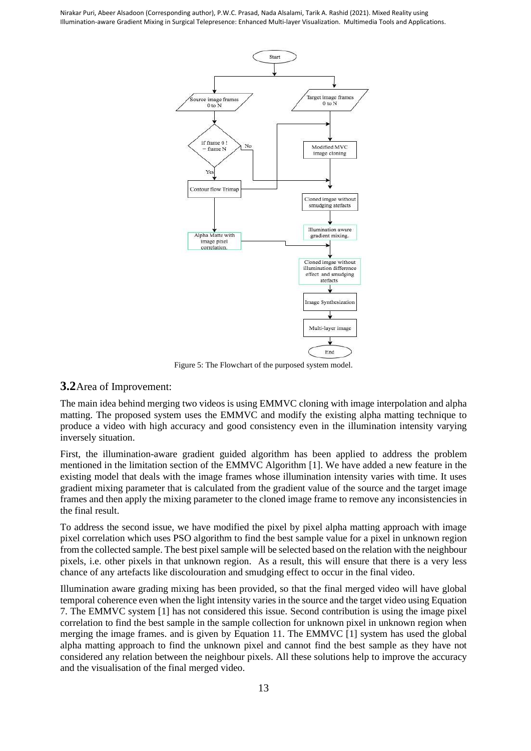Figure 5: The Flowchart of the purposed system model.

## 3.2 Area of Improvement:

The main idea behind merging two videos is using EMMVC cloning with image interpolation and alpha matting. The proposed system uses the EMMVC and modify the existing alpha matting technique to produce a video with high accuracy and good consistency even in the illumination intensity varying inversely situation.

First, the illumination-aware gradient guided algorithm has been applied to address the problem mentioned in the limitation section of the EMMVC Algorithm [1]. We have added a new feature in the existing model that deals with the image frames whose illumination intensity varies with time. It uses gradient mixing parameter that is calculated from the gradient value of the source and the target image frames and then apply the mixing parameter to the cloned image frame to remove any inconsistencies in the final result.

To address the second issue, we have modified the pixel by pixel alpha matting approach with image pixel correlation which uses PSO algorithm to find the best sample value for a pixel in unknown region from the collected sample. The best pixel sample will be selected based on the relation with the neighbour pixels, i.e. other pixels in that unknown region. As a result, this will ensure that there is a very less chance of any artefacts like discolouration and smudging effect to occur in the final video.

Illumination aware grading mixing has been provided, so that the final merged video will have global temporal coherence even when the light intensity varies in the source and the target video using Equation 7. The EMMVC system [1] has not considered this issue. Second contribution is using the image pixel correlation to find the best sample in the sample collection for unknown pixel in unknown region when merging the image frames. and is given by Equation 11. The EMMVC [1] system has used the global alpha matting approach to find the unknown pixel and cannot find the best sample as they have not considered any relation between the neighbour pixels. All these solutions help to improve the accuracy and the visualisation of the final merged video.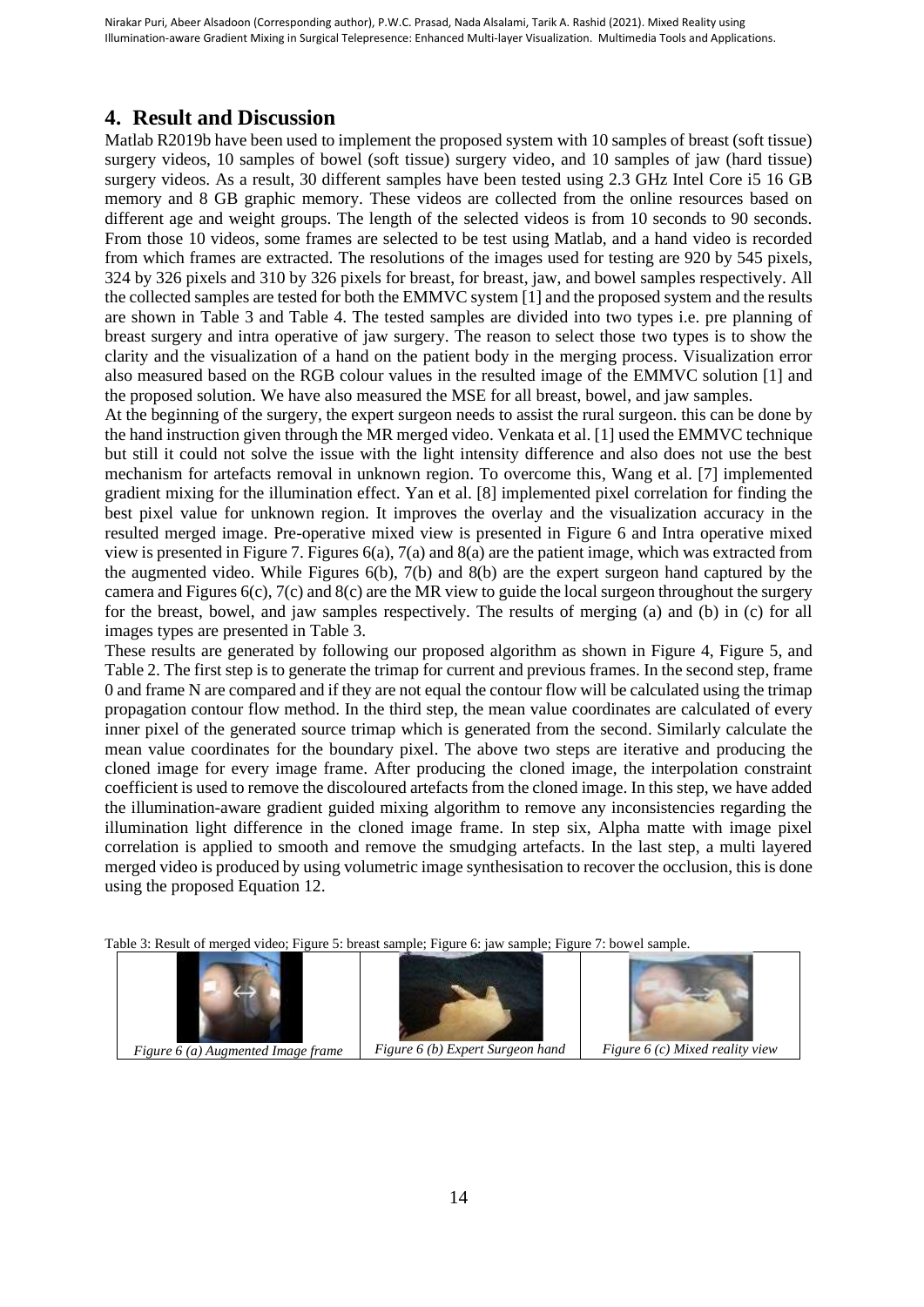## 4. Result and Discussion

Matlab R2019b have been used to implement the proposed system with 10 samples of breast (soft tissue) surgery videos, 10 samples of bowel (soft tissue) surgery video, and 10 samples of jaw (hard tissue) surgery videos. As a result, 30 different samples have been tested using 2.3 GHz Intel Core i5 16 GB memory and 8 GB graphic memory. These videos are collected from the online resources based on different age and weight groups. The length of the selected videos is from 10 seconds to 90 seconds. From those 10 videos, some frames are selected to be test using Matlab, and a hand video is recorded from which frames are extracted. The resolutions of the images used for testing are 920 by 545 pixels, 324 by 326 pixels and 310 by 326 pixels for breast, for breast, jaw, and bowel samples respectively. All the collected samples are tested for both the EMMVC system [1] and the proposed system and the results are shown in Table 3 and Table 4. The tested samples are divided into two types i.e. pre planning of breast surgery and intra operative of jaw surgery. The reason to select those two types is to show the clarity and the visualization of a hand on the patient body in the merging process. Visualization error also measured based on the RGB colour values in the resulted image of the EMMVC solution [1] and the proposed solution. We have also measured the MSE for all breast, bowel, and jaw samples.

At the beginning of the surgery, the expert surgeon needs to assist the rural surgeon. this can be done by the hand instruction given through the MR merged video. Venkata et al. [1] used the EMMVC technique but still it could not solve the issue with the light intensity difference and also does not use the best mechanism for artefacts removal in unknown region. To overcome this, Wang et al. [7] implemented gradient mixing for the illumination effect. Yan et al. [8] implemented pixel correlation for finding the best pixel value for unknown region. It improves the overlay and the visualization accuracy in the resulted merged image. Pre-operative mixed view is presented in Figure 6 and Intra operative mixed view is presented in Figure 7. Figures 6(a), 7(a) and 8(a) are the patient image, which was extracted from the augmented video. While Figures 6(b), 7(b) and 8(b) are the expert surgeon hand captured by the camera and Figures 6(c), 7(c) and 8(c) are the MR view to guide the local surgeon throughout the surgery for the breast, bowel, and jaw samples respectively. The results of merging (a) and (b) in (c) for all images types are presented in Table 3.

These results are generated by following our proposed algorithm as shown in Figure 4, Figure 5, and Table 2. The first step is to generate the trimap for current and previous frames. In the second step, frame 0 and frame N are compared and if they are not equal the contour flow will be calculated using the trimap propagation contour flow method. In the third step, the mean value coordinates are calculated of every inner pixel of the generated source trimap which is generated from the second. Similarly calculate the mean value coordinates for the boundary pixel. The above two steps are iterative and producing the cloned image for every image frame. After producing the cloned image, the interpolation constraint coefficient is used to remove the discoloured artefacts from the cloned image. In this step, we have added the illumination-aware gradient guided mixing algorithm to remove any inconsistencies regarding the illumination light difference in the cloned image frame. In step six, Alpha matte with image pixel correlation is applied to smooth and remove the smudging artefacts. In the last step, a multi layered merged video is produced by using volumetric image synthesisation to recover the occlusion, this is done using the proposed Equation 12.

Table 3: Result of merged video; Figure 5: breast sample; Figure 6: jaw sample; Figure 7: bowel sample.

| | | |
|---|---|---|
| *Figure 6 (a) Augmented Image frame* | *Figure 6 (b) Expert Surgeon hand* | *Figure 6 (c) Mixed reality view* |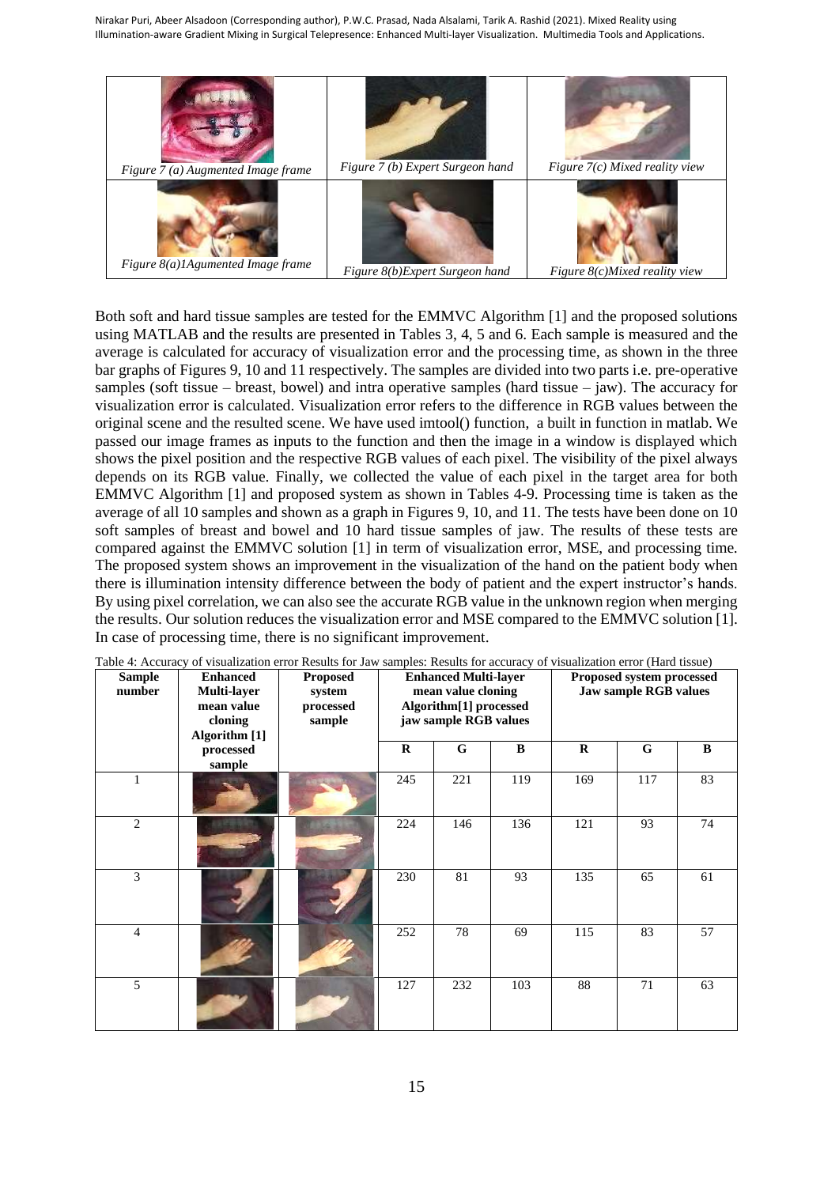| Figure 7 (a) Augmented Image frame | Figure 7 (b) Expert Surgeon hand | Figure 7(c) Mixed reality view |
| --- | --- | --- |
| Figure 8(a)1Agumented Image frame | Figure 8(b)Expert Surgeon hand | Figure 8(c)Mixed reality view |

Both soft and hard tissue samples are tested for the EMMVC Algorithm [1] and the proposed solutions using MATLAB and the results are presented in Tables 3, 4, 5 and 6. Each sample is measured and the average is calculated for accuracy of visualization error and the processing time, as shown in the three bar graphs of Figures 9, 10 and 11 respectively. The samples are divided into two parts i.e. pre-operative samples (soft tissue – breast, bowel) and intra operative samples (hard tissue – jaw). The accuracy for visualization error is calculated. Visualization error refers to the difference in RGB values between the original scene and the resulted scene. We have used imtool() function, a built in function in matlab. We passed our image frames as inputs to the function and then the image in a window is displayed which shows the pixel position and the respective RGB values of each pixel. The visibility of the pixel always depends on its RGB value. Finally, we collected the value of each pixel in the target area for both EMMVC Algorithm [1] and proposed system as shown in Tables 4-9. Processing time is taken as the average of all 10 samples and shown as a graph in Figures 9, 10, and 11. The tests have been done on 10 soft samples of breast and bowel and 10 hard tissue samples of jaw. The results of these tests are compared against the EMMVC solution [1] in term of visualization error, MSE, and processing time. The proposed system shows an improvement in the visualization of the hand on the patient body when there is illumination intensity difference between the body of patient and the expert instructor's hands. By using pixel correlation, we can also see the accurate RGB value in the unknown region when merging the results. Our solution reduces the visualization error and MSE compared to the EMMVC solution [1]. In case of processing time, there is no significant improvement.

Table 4: Accuracy of visualization error Results for Jaw samples: Results for accuracy of visualization error (Hard tissue)

| Sample number | Enhanced Multi-layer mean value cloning Algorithm [1] processed sample | Proposed system processed sample | Enhanced Multi-layer mean value cloning Algorithm[1] processed jaw sample RGB values | | | Proposed system processed Jaw sample RGB values | | |
| --- | --- | --- | --- | --- | --- | --- | --- | --- |
| | | | R | G | B | R | G | B |
| 1 | | | 245 | 221 | 119 | 169 | 117 | 83 |
| 2 | | | 224 | 146 | 136 | 121 | 93 | 74 |
| 3 | | | 230 | 81 | 93 | 135 | 65 | 61 |
| 4 | | | 252 | 78 | 69 | 115 | 83 | 57 |
| 5 | | | 127 | 232 | 103 | 88 | 71 | 63 |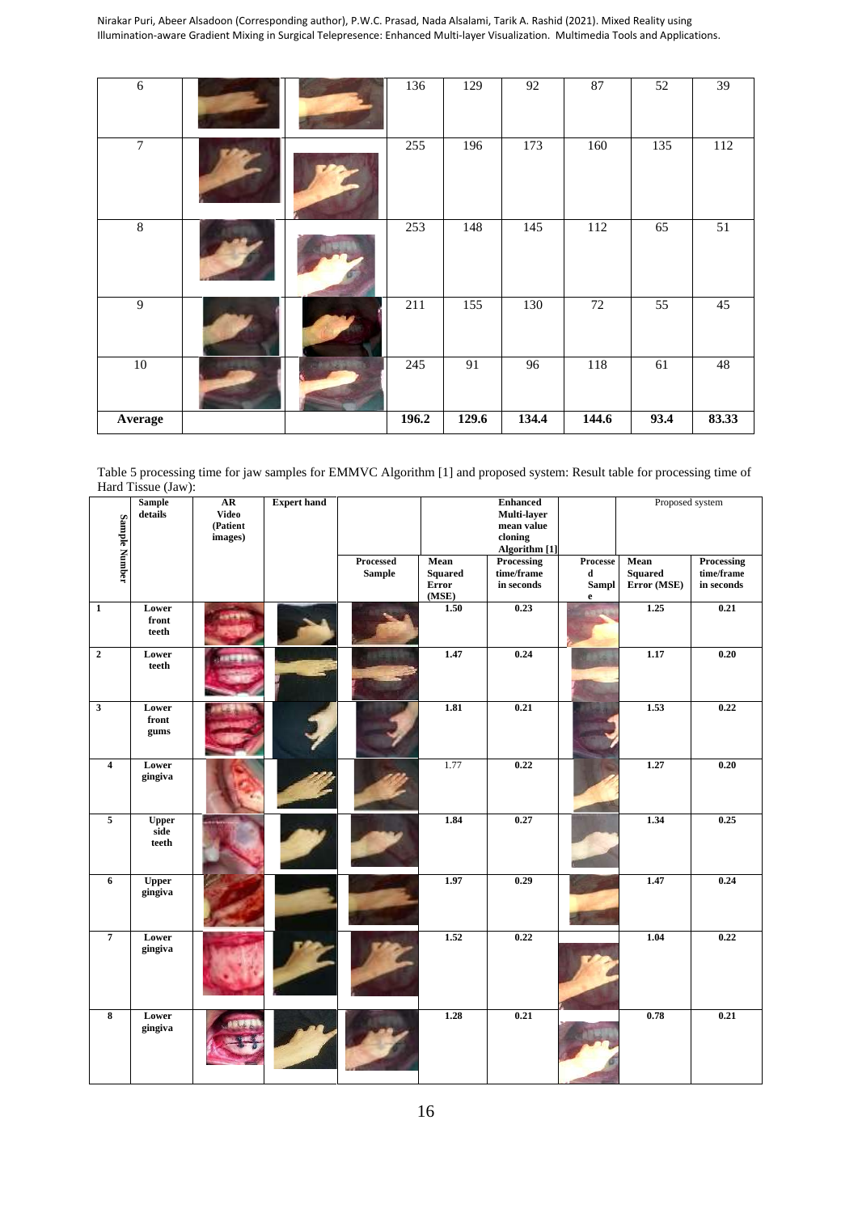| 6 | | | 136 | 129 | 92 | 87 | 52 | 39 |
|---|---|---|---|---|---|---|---|---|
| 7 | | | 255 | 196 | 173 | 160 | 135 | 112 |
| 8 | | | 253 | 148 | 145 | 112 | 65 | 51 |
| 9 | | | 211 | 155 | 130 | 72 | 55 | 45 |
| 10 | | | 245 | 91 | 96 | 118 | 61 | 48 |
| **Average** | | | **196.2** | **129.6** | **134.4** | **144.6** | **93.4** | **83.33** |

Table 5 processing time for jaw samples for EMMVC Algorithm [1] and proposed system: Result table for processing time of Hard Tissue (Jaw):

| Sample Number | Sample details | AR Video (Patient images) | Expert hand | Enhanced Multi-layer mean value cloning Algorithm [1] | | | Proposed system | | |
|---|---|---|---|---|---|---|---|---|---|
| | | | | Processed Sample | Mean Squared Error (MSE) | Processing time/frame in seconds | Processed Sample | Mean Squared Error (MSE) | Processing time/frame in seconds |
| **1** | **Lower front teeth** | | | | **1.50** | **0.23** | | **1.25** | **0.21** |
| **2** | **Lower teeth** | | | | **1.47** | **0.24** | | **1.17** | **0.20** |
| **3** | **Lower front gums** | | | | **1.81** | **0.21** | | **1.53** | **0.22** |
| **4** | **Lower gingiva** | | | | 1.77 | **0.22** | | **1.27** | **0.20** |
| **5** | **Upper side teeth** | | | | **1.84** | **0.27** | | **1.34** | **0.25** |
| **6** | **Upper gingiva** | | | | **1.97** | **0.29** | | **1.47** | **0.24** |
| **7** | **Lower gingiva** | | | | **1.52** | **0.22** | | **1.04** | **0.22** |
| **8** | **Lower gingiva** | | | | **1.28** | **0.21** | | **0.78** | **0.21** |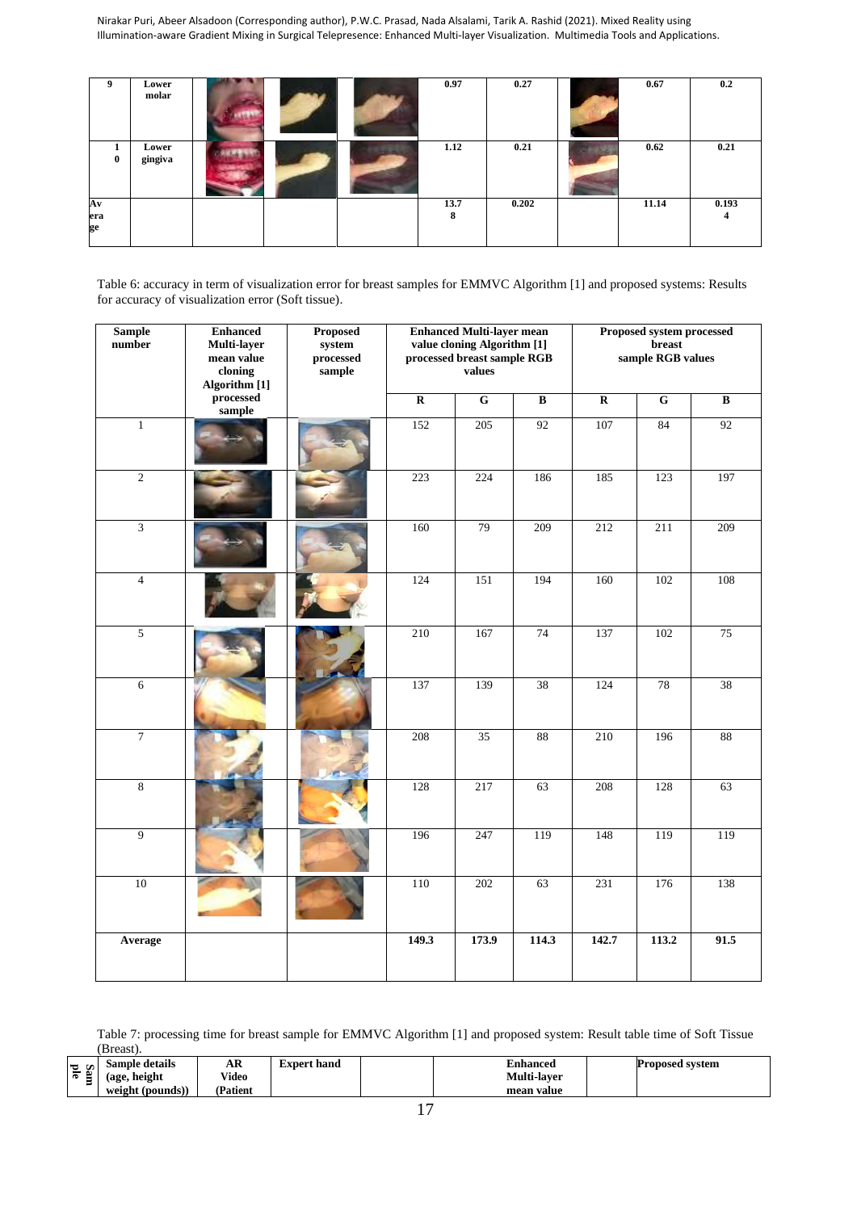| 9 | Lower molar | | | | 0.97 | 0.27 | | 0.67 | 0.2 |
|---|---|---|---|---|---|---|---|---|---|
| 10 | Lower gingiva | | | | 1.12 | 0.21 | | 0.62 | 0.21 |
| Average | | | | | 13.78 | 0.202 | | 11.14 | 0.1934 |

Table 6: accuracy in term of visualization error for breast samples for EMMVC Algorithm [1] and proposed systems: Results for accuracy of visualization error (Soft tissue).

| Sample number | Enhanced Multi-layer mean value cloning Algorithm [1] processed sample | Proposed system processed sample | Enhanced Multi-layer mean value cloning Algorithm [1] processed breast sample RGB values | | | Proposed system processed breast sample RGB values | | |
|---|---|---|---|---|---|---|---|---|
| | | | R | G | B | R | G | B |
| 1 | | | 152 | 205 | 92 | 107 | 84 | 92 |
| 2 | | | 223 | 224 | 186 | 185 | 123 | 197 |
| 3 | | | 160 | 79 | 209 | 212 | 211 | 209 |
| 4 | | | 124 | 151 | 194 | 160 | 102 | 108 |
| 5 | | | 210 | 167 | 74 | 137 | 102 | 75 |
| 6 | | | 137 | 139 | 38 | 124 | 78 | 38 |
| 7 | | | 208 | 35 | 88 | 210 | 196 | 88 |
| 8 | | | 128 | 217 | 63 | 208 | 128 | 63 |
| 9 | | | 196 | 247 | 119 | 148 | 119 | 119 |
| 10 | | | 110 | 202 | 63 | 231 | 176 | 138 |
| **Average** | | | **149.3** | **173.9** | **114.3** | **142.7** | **113.2** | **91.5** |

Table 7: processing time for breast sample for EMMVC Algorithm [1] and proposed system: Result table time of Soft Tissue (Breast).

| Sample | Sample details (age, height weight (pounds)) | AR Video (Patient | Expert hand | | Enhanced Multi-layer mean value | | Proposed system |
|---|---|---|---|---|---|---|---|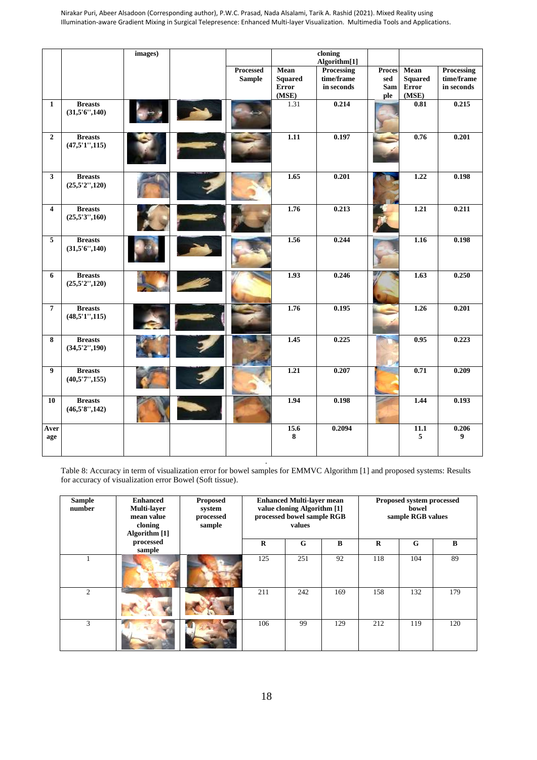| | | images) | | | cloning Algorithm[1] | | | | |
|---|---|---|---|---|---|---|---|---|---|
| | | | | Processed Sample | Mean Squared Error (MSE) | Processing time/frame in seconds | Processed Sample | Mean Squared Error (MSE) | Processing time/frame in seconds |
| 1 | **Breasts (31,5'6'',140)** | | | | 1.31 | 0.214 | | 0.81 | 0.215 |
| 2 | **Breasts (47,5'1'',115)** | | | | 1.11 | 0.197 | | 0.76 | 0.201 |
| 3 | **Breasts (25,5'2'',120)** | | | | 1.65 | 0.201 | | 1.22 | 0.198 |
| 4 | **Breasts (25,5'3'',160)** | | | | 1.76 | 0.213 | | 1.21 | 0.211 |
| 5 | **Breasts (31,5'6'',140)** | | | | 1.56 | 0.244 | | 1.16 | 0.198 |
| 6 | **Breasts (25,5'2'',120)** | | | | 1.93 | 0.246 | | 1.63 | 0.250 |
| 7 | **Breasts (48,5'1'',115)** | | | | 1.76 | 0.195 | | 1.26 | 0.201 |
| 8 | **Breasts (34,5'2'',190)** | | | | 1.45 | 0.225 | | 0.95 | 0.223 |
| 9 | **Breasts (40,5'7'',155)** | | | | 1.21 | 0.207 | | 0.71 | 0.209 |
| 10 | **Breasts (46,5'8'',142)** | | | | 1.94 | 0.198 | | 1.44 | 0.193 |
| Average | | | | | 15.68 | 0.2094 | | 11.15 | 0.2069 |

Table 8: Accuracy in term of visualization error for bowel samples for EMMVC Algorithm [1] and proposed systems: Results for accuracy of visualization error Bowel (Soft tissue).

| Sample number | Enhanced Multi-layer mean value cloning Algorithm [1] processed sample | Proposed system processed sample | Enhanced Multi-layer mean value cloning Algorithm [1] processed bowel sample RGB values | | | Proposed system processed bowel sample RGB values | | |
|---|---|---|---|---|---|---|---|---|
| | | | R | G | B | R | G | B |
| 1 | | | 125 | 251 | 92 | 118 | 104 | 89 |
| 2 | | | 211 | 242 | 169 | 158 | 132 | 179 |
| 3 | | | 106 | 99 | 129 | 212 | 119 | 120 |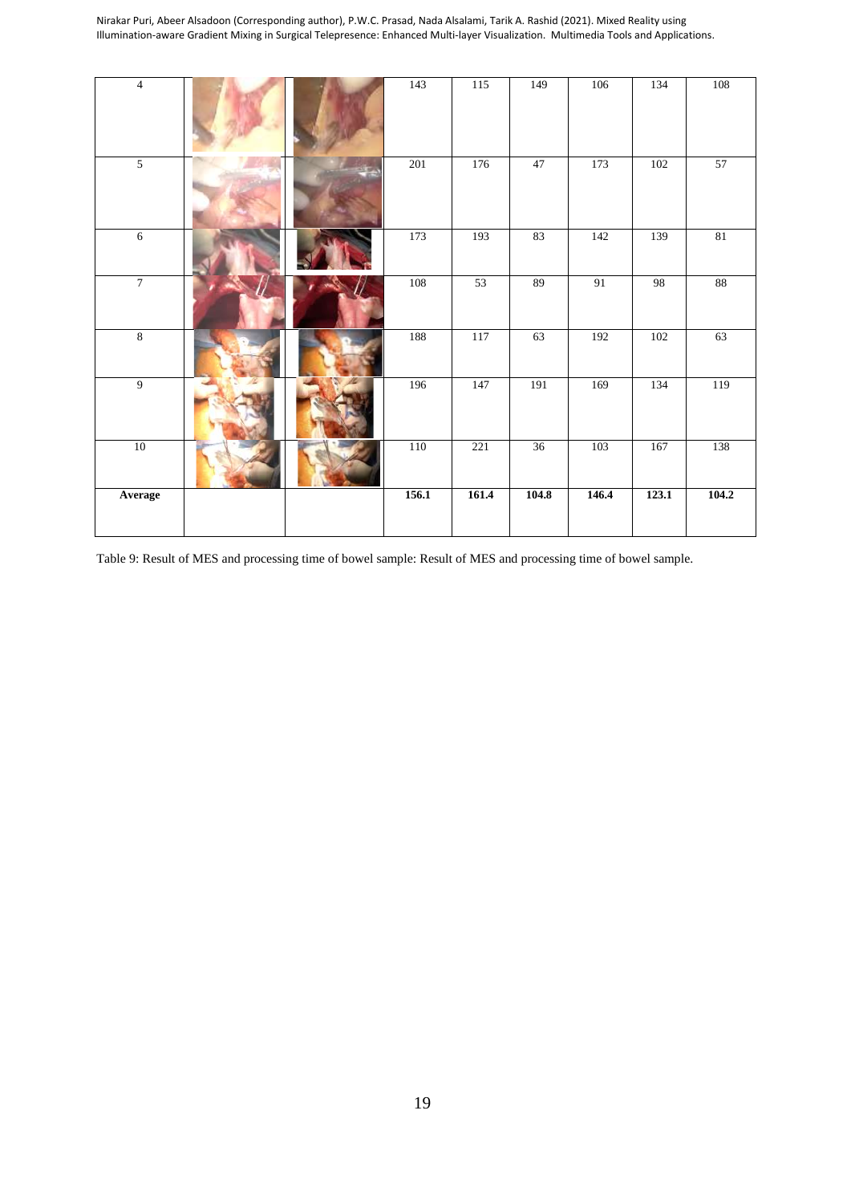| 4 | | | 143 | 115 | 149 | 106 | 134 | 108 |
|---|---|---|---|---|---|---|---|---|
| 5 | | | 201 | 176 | 47 | 173 | 102 | 57 |
| 6 | | | 173 | 193 | 83 | 142 | 139 | 81 |
| 7 | | | 108 | 53 | 89 | 91 | 98 | 88 |
| 8 | | | 188 | 117 | 63 | 192 | 102 | 63 |
| 9 | | | 196 | 147 | 191 | 169 | 134 | 119 |
| 10 | | | 110 | 221 | 36 | 103 | 167 | 138 |
| **Average** | | | **156.1** | **161.4** | **104.8** | **146.4** | **123.1** | **104.2** |

Table 9: Result of MES and processing time of bowel sample: Result of MES and processing time of bowel sample.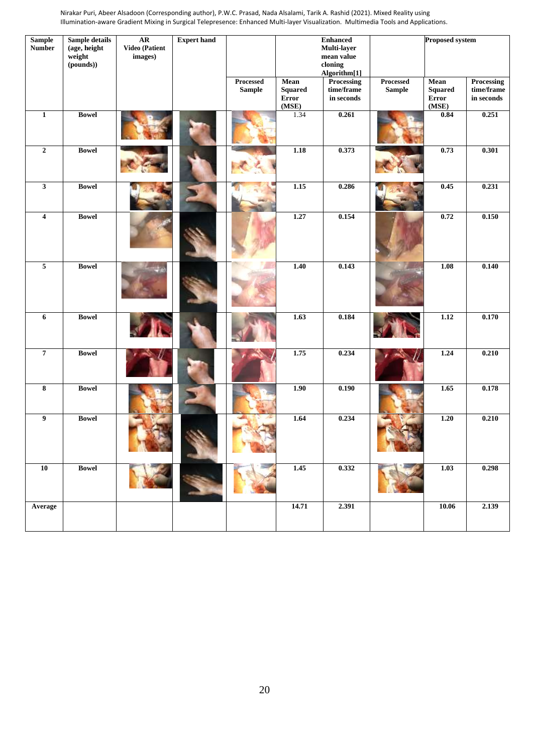| Sample Number | Sample details (age, height weight (pounds)) | AR Video (Patient images) | Expert hand | Enhanced Multi-layer mean value cloning Algorithm[1] | | | Proposed system | | |
|---|---|---|---|---|---|---|---|---|---|
| | | | | Processed Sample | Mean Squared Error (MSE) | Processing time/frame in seconds | Processed Sample | Mean Squared Error (MSE) | Processing time/frame in seconds |
| 1 | Bowel | | | | 1.34 | 0.261 | | 0.84 | 0.251 |
| 2 | Bowel | | | | 1.18 | 0.373 | | 0.73 | 0.301 |
| 3 | Bowel | | | | 1.15 | 0.286 | | 0.45 | 0.231 |
| 4 | Bowel | | | | 1.27 | 0.154 | | 0.72 | 0.150 |
| 5 | Bowel | | | | 1.40 | 0.143 | | 1.08 | 0.140 |
| 6 | Bowel | | | | 1.63 | 0.184 | | 1.12 | 0.170 |
| 7 | Bowel | | | | 1.75 | 0.234 | | 1.24 | 0.210 |
| 8 | Bowel | | | | 1.90 | 0.190 | | 1.65 | 0.178 |
| 9 | Bowel | | | | 1.64 | 0.234 | | 1.20 | 0.210 |
| 10 | Bowel | | | | 1.45 | 0.332 | | 1.03 | 0.298 |
| Average | | | | | 14.71 | 2.391 | | 10.06 | 2.139 |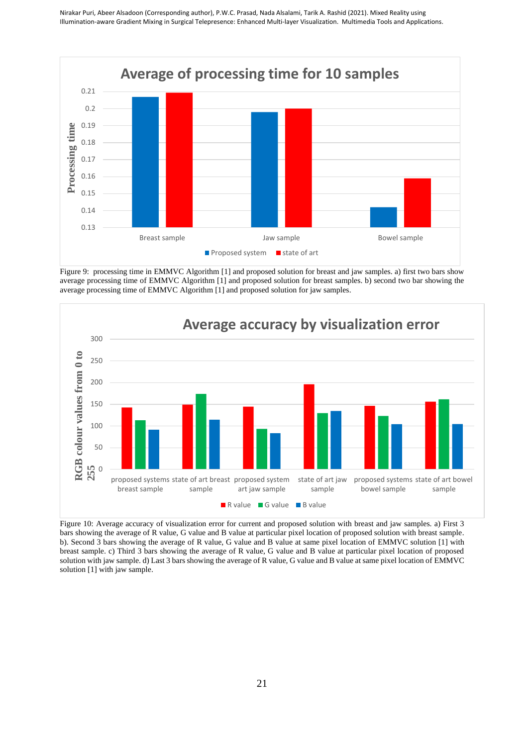Figure 9: processing time in EMMVC Algorithm [1] and proposed solution for breast and jaw samples. a) first two bars show average processing time of EMMVC Algorithm [1] and proposed solution for breast samples. b) second two bar showing the average processing time of EMMVC Algorithm [1] and proposed solution for jaw samples.

Figure 10: Average accuracy of visualization error for current and proposed solution with breast and jaw samples. a) First 3 bars showing the average of R value, G value and B value at particular pixel location of proposed solution with breast sample. b). Second 3 bars showing the average of R value, G value and B value at same pixel location of EMMVC solution [1] with breast sample. c) Third 3 bars showing the average of R value, G value and B value at particular pixel location of proposed solution with jaw sample. d) Last 3 bars showing the average of R value, G value and B value at same pixel location of EMMVC solution [1] with jaw sample.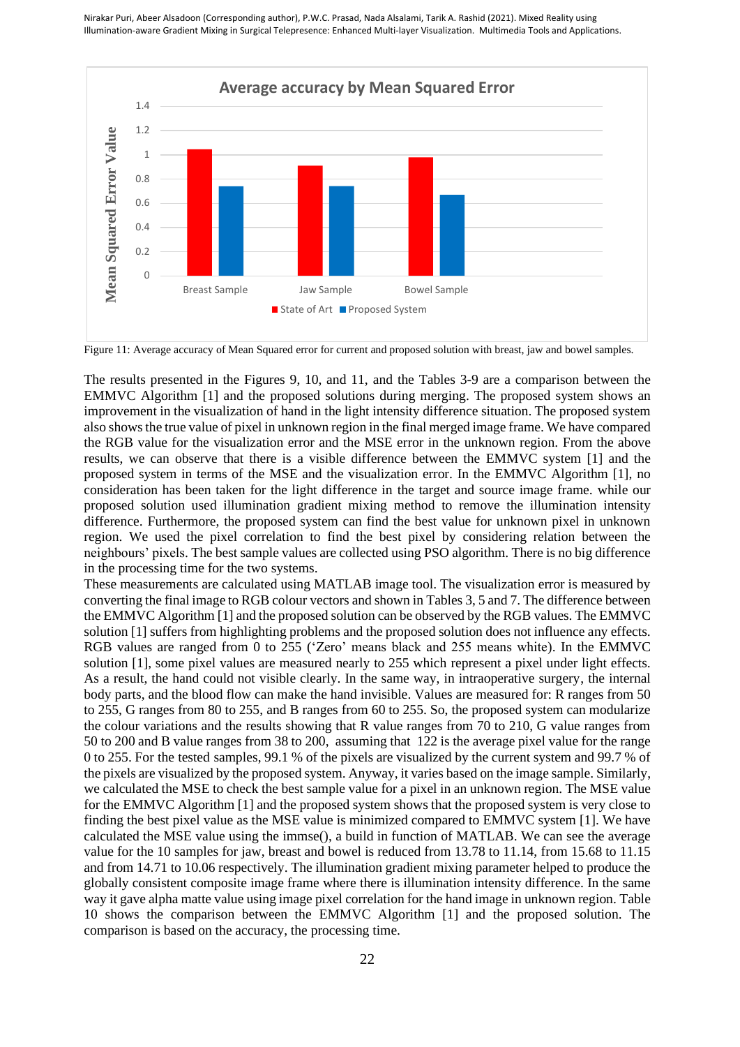Figure 11: Average accuracy of Mean Squared error for current and proposed solution with breast, jaw and bowel samples.

The results presented in the Figures 9, 10, and 11, and the Tables 3-9 are a comparison between the EMMVC Algorithm [1] and the proposed solutions during merging. The proposed system shows an improvement in the visualization of hand in the light intensity difference situation. The proposed system also shows the true value of pixel in unknown region in the final merged image frame. We have compared the RGB value for the visualization error and the MSE error in the unknown region. From the above results, we can observe that there is a visible difference between the EMMVC system [1] and the proposed system in terms of the MSE and the visualization error. In the EMMVC Algorithm [1], no consideration has been taken for the light difference in the target and source image frame. while our proposed solution used illumination gradient mixing method to remove the illumination intensity difference. Furthermore, the proposed system can find the best value for unknown pixel in unknown region. We used the pixel correlation to find the best pixel by considering relation between the neighbours' pixels. The best sample values are collected using PSO algorithm. There is no big difference in the processing time for the two systems.

These measurements are calculated using MATLAB image tool. The visualization error is measured by converting the final image to RGB colour vectors and shown in Tables 3, 5 and 7. The difference between the EMMVC Algorithm [1] and the proposed solution can be observed by the RGB values. The EMMVC solution [1] suffers from highlighting problems and the proposed solution does not influence any effects. RGB values are ranged from 0 to 255 ('Zero' means black and 255 means white). In the EMMVC solution [1], some pixel values are measured nearly to 255 which represent a pixel under light effects. As a result, the hand could not visible clearly. In the same way, in intraoperative surgery, the internal body parts, and the blood flow can make the hand invisible. Values are measured for: R ranges from 50 to 255, G ranges from 80 to 255, and B ranges from 60 to 255. So, the proposed system can modularize the colour variations and the results showing that R value ranges from 70 to 210, G value ranges from 50 to 200 and B value ranges from 38 to 200, assuming that 122 is the average pixel value for the range 0 to 255. For the tested samples, 99.1 % of the pixels are visualized by the current system and 99.7 % of the pixels are visualized by the proposed system. Anyway, it varies based on the image sample. Similarly, we calculated the MSE to check the best sample value for a pixel in an unknown region. The MSE value for the EMMVC Algorithm [1] and the proposed system shows that the proposed system is very close to finding the best pixel value as the MSE value is minimized compared to EMMVC system [1]. We have calculated the MSE value using the immse(), a build in function of MATLAB. We can see the average value for the 10 samples for jaw, breast and bowel is reduced from 13.78 to 11.14, from 15.68 to 11.15 and from 14.71 to 10.06 respectively. The illumination gradient mixing parameter helped to produce the globally consistent composite image frame where there is illumination intensity difference. In the same way it gave alpha matte value using image pixel correlation for the hand image in unknown region. Table 10 shows the comparison between the EMMVC Algorithm [1] and the proposed solution. The comparison is based on the accuracy, the processing time.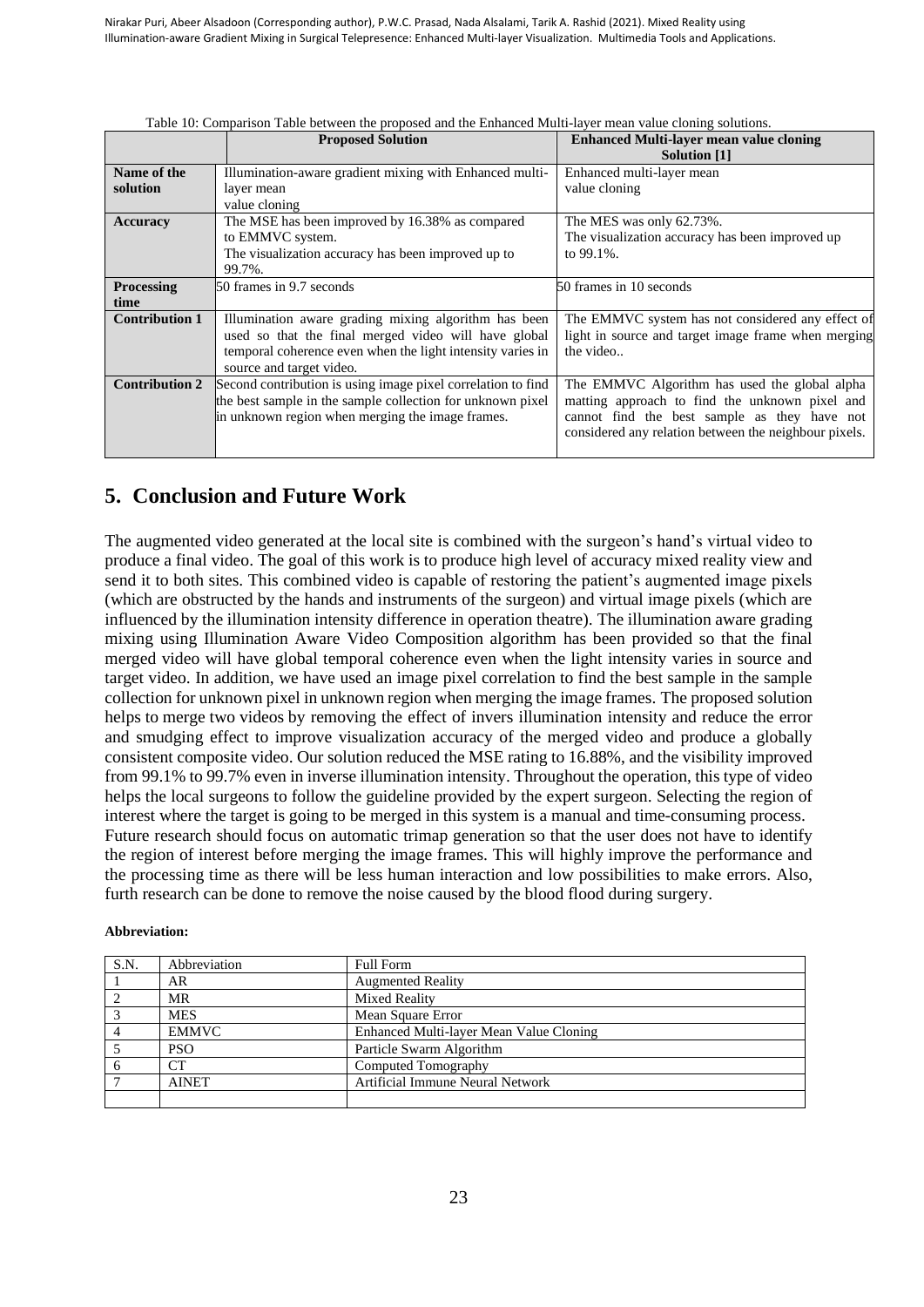Table 10: Comparison Table between the proposed and the Enhanced Multi-layer mean value cloning solutions.

| | Proposed Solution | Enhanced Multi-layer mean value cloning Solution [1] |
|---|---|---|
| **Name of the solution** | Illumination-aware gradient mixing with Enhanced multi-layer mean value cloning | Enhanced multi-layer mean value cloning |
| **Accuracy** | The MSE has been improved by 16.38% as compared to EMMVC system. The visualization accuracy has been improved up to 99.7%. | The MES was only 62.73%. The visualization accuracy has been improved up to 99.1%. |
| **Processing time** | 50 frames in 9.7 seconds | 50 frames in 10 seconds |
| **Contribution 1** | Illumination aware grading mixing algorithm has been used so that the final merged video will have global temporal coherence even when the light intensity varies in source and target video. | The EMMVC system has not considered any effect of light in source and target image frame when merging the video.. |
| **Contribution 2** | Second contribution is using image pixel correlation to find the best sample in the sample collection for unknown pixel in unknown region when merging the image frames. | The EMMVC Algorithm has used the global alpha matting approach to find the unknown pixel and cannot find the best sample as they have not considered any relation between the neighbour pixels. |

## 5. Conclusion and Future Work

The augmented video generated at the local site is combined with the surgeon's hand's virtual video to produce a final video. The goal of this work is to produce high level of accuracy mixed reality view and send it to both sites. This combined video is capable of restoring the patient's augmented image pixels (which are obstructed by the hands and instruments of the surgeon) and virtual image pixels (which are influenced by the illumination intensity difference in operation theatre). The illumination aware grading mixing using Illumination Aware Video Composition algorithm has been provided so that the final merged video will have global temporal coherence even when the light intensity varies in source and target video. In addition, we have used an image pixel correlation to find the best sample in the sample collection for unknown pixel in unknown region when merging the image frames. The proposed solution helps to merge two videos by removing the effect of invers illumination intensity and reduce the error and smudging effect to improve visualization accuracy of the merged video and produce a globally consistent composite video. Our solution reduced the MSE rating to 16.88%, and the visibility improved from 99.1% to 99.7% even in inverse illumination intensity. Throughout the operation, this type of video helps the local surgeons to follow the guideline provided by the expert surgeon. Selecting the region of interest where the target is going to be merged in this system is a manual and time-consuming process. Future research should focus on automatic trimap generation so that the user does not have to identify the region of interest before merging the image frames. This will highly improve the performance and the processing time as there will be less human interaction and low possibilities to make errors. Also, furth research can be done to remove the noise caused by the blood flood during surgery.

**Abbreviation:**

| S.N. | Abbreviation | Full Form |
|---|---|---|
| 1 | AR | Augmented Reality |
| 2 | MR | Mixed Reality |
| 3 | MES | Mean Square Error |
| 4 | EMMVC | Enhanced Multi-layer Mean Value Cloning |
| 5 | PSO | Particle Swarm Algorithm |
| 6 | CT | Computed Tomography |
| 7 | AINET | Artificial Immune Neural Network |
| | | |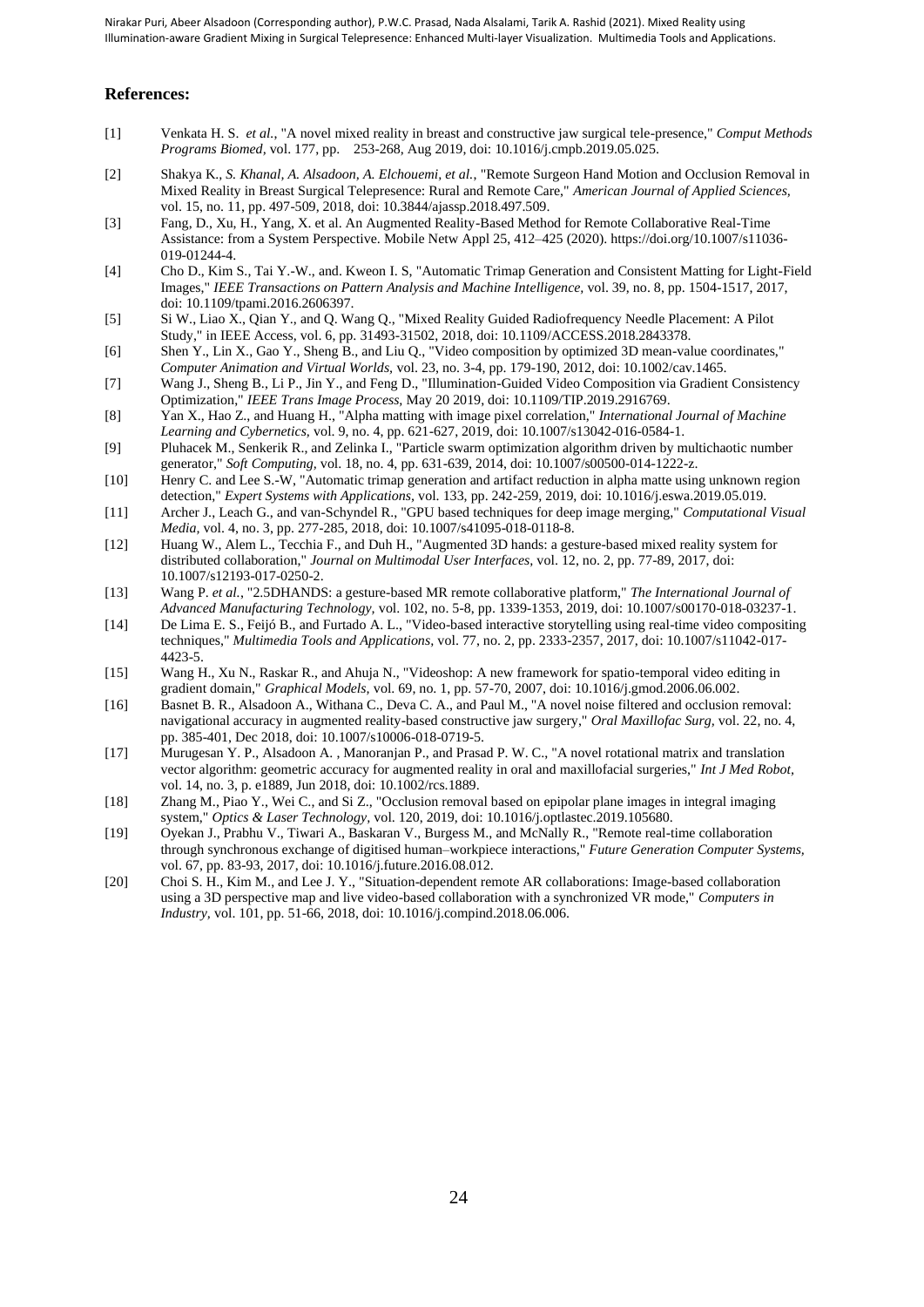## References:

[1] Venkata H. S. *et al.*, "A novel mixed reality in breast and constructive jaw surgical tele-presence," *Comput Methods Programs Biomed*, vol. 177, pp. 253-268, Aug 2019, doi: 10.1016/j.cmpb.2019.05.025.

[2] Shakya K., *S. Khanal, A. Alsadoon, A. Elchouemi, et al.*, "Remote Surgeon Hand Motion and Occlusion Removal in Mixed Reality in Breast Surgical Telepresence: Rural and Remote Care," *American Journal of Applied Sciences*, vol. 15, no. 11, pp. 497-509, 2018, doi: 10.3844/ajassp.2018.497.509.

[3] Fang, D., Xu, H., Yang, X. et al. An Augmented Reality-Based Method for Remote Collaborative Real-Time Assistance: from a System Perspective. Mobile Netw Appl 25, 412–425 (2020). https://doi.org/10.1007/s11036-019-01244-4.

[4] Cho D., Kim S., Tai Y.-W., and. Kweon I. S, "Automatic Trimap Generation and Consistent Matting for Light-Field Images," *IEEE Transactions on Pattern Analysis and Machine Intelligence*, vol. 39, no. 8, pp. 1504-1517, 2017, doi: 10.1109/tpami.2016.2606397.

[5] Si W., Liao X., Qian Y., and Q. Wang Q., "Mixed Reality Guided Radiofrequency Needle Placement: A Pilot Study," in IEEE Access, vol. 6, pp. 31493-31502, 2018, doi: 10.1109/ACCESS.2018.2843378.

[6] Shen Y., Lin X., Gao Y., Sheng B., and Liu Q., "Video composition by optimized 3D mean-value coordinates," *Computer Animation and Virtual Worlds*, vol. 23, no. 3-4, pp. 179-190, 2012, doi: 10.1002/cav.1465.

[7] Wang J., Sheng B., Li P., Jin Y., and Feng D., "Illumination-Guided Video Composition via Gradient Consistency Optimization," *IEEE Trans Image Process*, May 20 2019, doi: 10.1109/TIP.2019.2916769.

[8] Yan X., Hao Z., and Huang H., "Alpha matting with image pixel correlation," *International Journal of Machine Learning and Cybernetics,* vol. 9, no. 4, pp. 621-627, 2019, doi: 10.1007/s13042-016-0584-1.

[9] Pluhacek M., Senkerik R., and Zelinka I., "Particle swarm optimization algorithm driven by multichaotic number generator," *Soft Computing,* vol. 18, no. 4, pp. 631-639, 2014, doi: 10.1007/s00500-014-1222-z.

[10] Henry C. and Lee S.-W, "Automatic trimap generation and artifact reduction in alpha matte using unknown region detection," *Expert Systems with Applications*, vol. 133, pp. 242-259, 2019, doi: 10.1016/j.eswa.2019.05.019.

[11] Archer J., Leach G., and van-Schyndel R., "GPU based techniques for deep image merging," *Computational Visual Media*, vol. 4, no. 3, pp. 277-285, 2018, doi: 10.1007/s41095-018-0118-8.

[12] Huang W., Alem L., Tecchia F., and Duh H., "Augmented 3D hands: a gesture-based mixed reality system for distributed collaboration," *Journal on Multimodal User Interfaces*, vol. 12, no. 2, pp. 77-89, 2017, doi: 10.1007/s12193-017-0250-2.

[13] Wang P. *et al.*, "2.5DHANDS: a gesture-based MR remote collaborative platform," *The International Journal of Advanced Manufacturing Technology*, vol. 102, no. 5-8, pp. 1339-1353, 2019, doi: 10.1007/s00170-018-03237-1.

[14] De Lima E. S., Feijó B., and Furtado A. L., "Video-based interactive storytelling using real-time video compositing techniques," *Multimedia Tools and Applications*, vol. 77, no. 2, pp. 2333-2357, 2017, doi: 10.1007/s11042-017-4423-5.

[15] Wang H., Xu N., Raskar R., and Ahuja N., "Videoshop: A new framework for spatio-temporal video editing in gradient domain," *Graphical Models*, vol. 69, no. 1, pp. 57-70, 2007, doi: 10.1016/j.gmod.2006.06.002.

[16] Basnet B. R., Alsadoon A., Withana C., Deva C. A., and Paul M., "A novel noise filtered and occlusion removal: navigational accuracy in augmented reality-based constructive jaw surgery," *Oral Maxillofac Surg*, vol. 22, no. 4, pp. 385-401, Dec 2018, doi: 10.1007/s10006-018-0719-5.

[17] Murugesan Y. P., Alsadoon A. , Manoranjan P., and Prasad P. W. C., "A novel rotational matrix and translation vector algorithm: geometric accuracy for augmented reality in oral and maxillofacial surgeries," *Int J Med Robot*, vol. 14, no. 3, p. e1889, Jun 2018, doi: 10.1002/rcs.1889.

[18] Zhang M., Piao Y., Wei C., and Si Z., "Occlusion removal based on epipolar plane images in integral imaging system," *Optics & Laser Technology*, vol. 120, 2019, doi: 10.1016/j.optlastec.2019.105680.

[19] Oyekan J., Prabhu V., Tiwari A., Baskaran V., Burgess M., and McNally R., "Remote real-time collaboration through synchronous exchange of digitised human–workpiece interactions," *Future Generation Computer Systems*, vol. 67, pp. 83-93, 2017, doi: 10.1016/j.future.2016.08.012.

[20] Choi S. H., Kim M., and Lee J. Y., "Situation-dependent remote AR collaborations: Image-based collaboration using a 3D perspective map and live video-based collaboration with a synchronized VR mode," *Computers in Industry*, vol. 101, pp. 51-66, 2018, doi: 10.1016/j.compind.2018.06.006.